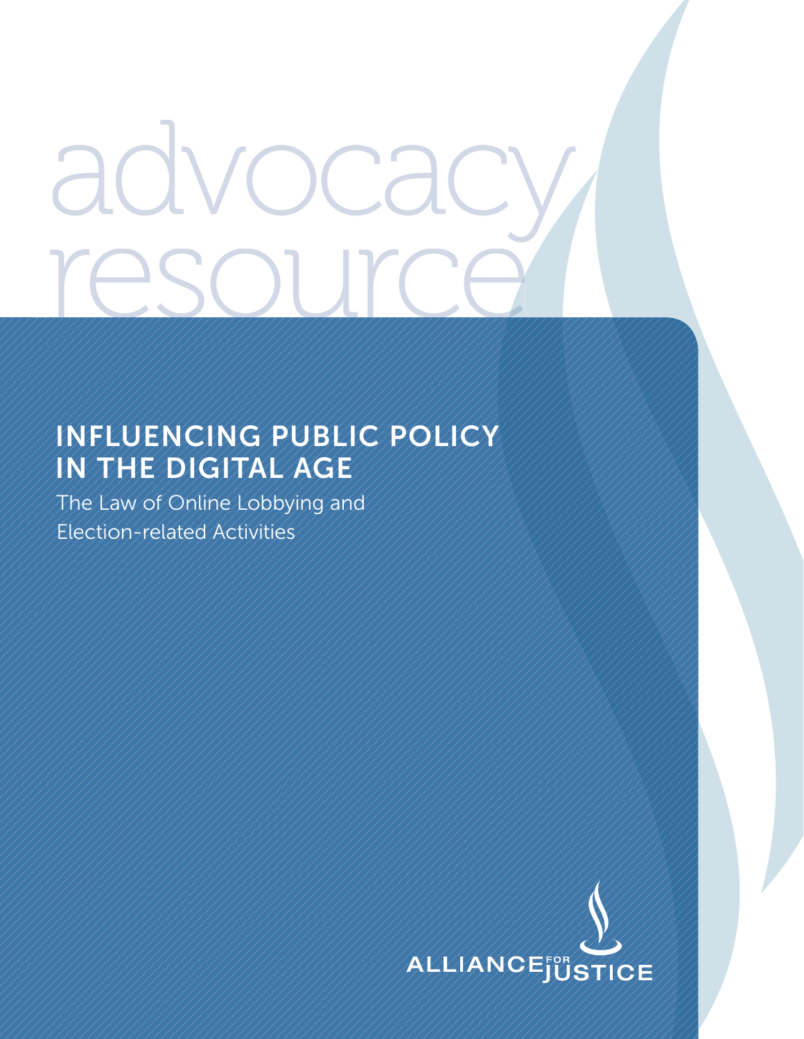advocacy resource

# INFLUENCING PUBLIC POLICY IN THE DIGITAL AGE

The Law of Online Lobbying and Election-related Activities

ALLIANCE FOR JUSTICE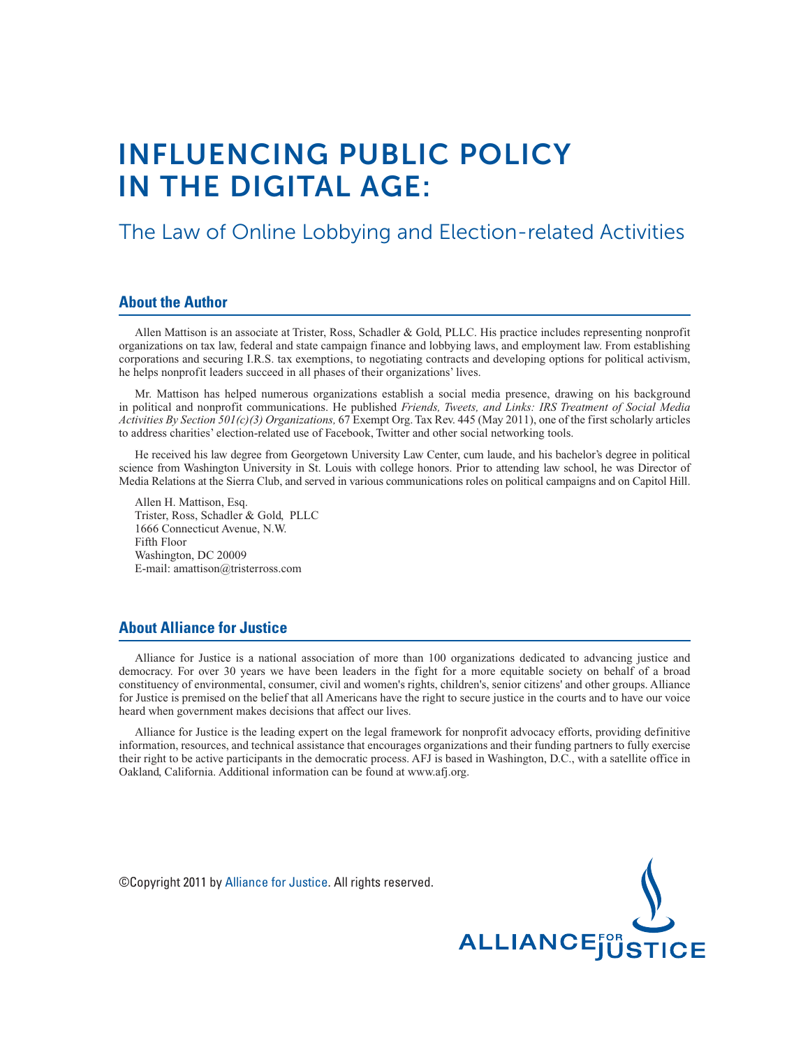# INFLUENCING PUBLIC POLICY IN THE DIGITAL AGE:

## The Law of Online Lobbying and Election-related Activities

### About the Author

Allen Mattison is an associate at Trister, Ross, Schadler & Gold, PLLC. His practice includes representing nonprofit organizations on tax law, federal and state campaign finance and lobbying laws, and employment law. From establishing corporations and securing I.R.S. tax exemptions, to negotiating contracts and developing options for political activism, he helps nonprofit leaders succeed in all phases of their organizations' lives.

Mr. Mattison has helped numerous organizations establish a social media presence, drawing on his background in political and nonprofit communications. He published *Friends, Tweets, and Links: IRS Treatment of Social Media Activities By Section 501(c)(3) Organizations,* 67 Exempt Org. Tax Rev. 445 (May 2011), one of the first scholarly articles to address charities' election-related use of Facebook, Twitter and other social networking tools.

He received his law degree from Georgetown University Law Center, cum laude, and his bachelor's degree in political science from Washington University in St. Louis with college honors. Prior to attending law school, he was Director of Media Relations at the Sierra Club, and served in various communications roles on political campaigns and on Capitol Hill.

Allen H. Mattison, Esq.
Trister, Ross, Schadler & Gold, PLLC
1666 Connecticut Avenue, N.W.
Fifth Floor
Washington, DC 20009
E-mail: amattison@tristerross.com

### About Alliance for Justice

Alliance for Justice is a national association of more than 100 organizations dedicated to advancing justice and democracy. For over 30 years we have been leaders in the fight for a more equitable society on behalf of a broad constituency of environmental, consumer, civil and women's rights, children's, senior citizens' and other groups. Alliance for Justice is premised on the belief that all Americans have the right to secure justice in the courts and to have our voice heard when government makes decisions that affect our lives.

Alliance for Justice is the leading expert on the legal framework for nonprofit advocacy efforts, providing definitive information, resources, and technical assistance that encourages organizations and their funding partners to fully exercise their right to be active participants in the democratic process. AFJ is based in Washington, D.C., with a satellite office in Oakland, California. Additional information can be found at www.afj.org.

©Copyright 2011 by Alliance for Justice. All rights reserved.

ALLIANCE FOR JUSTICE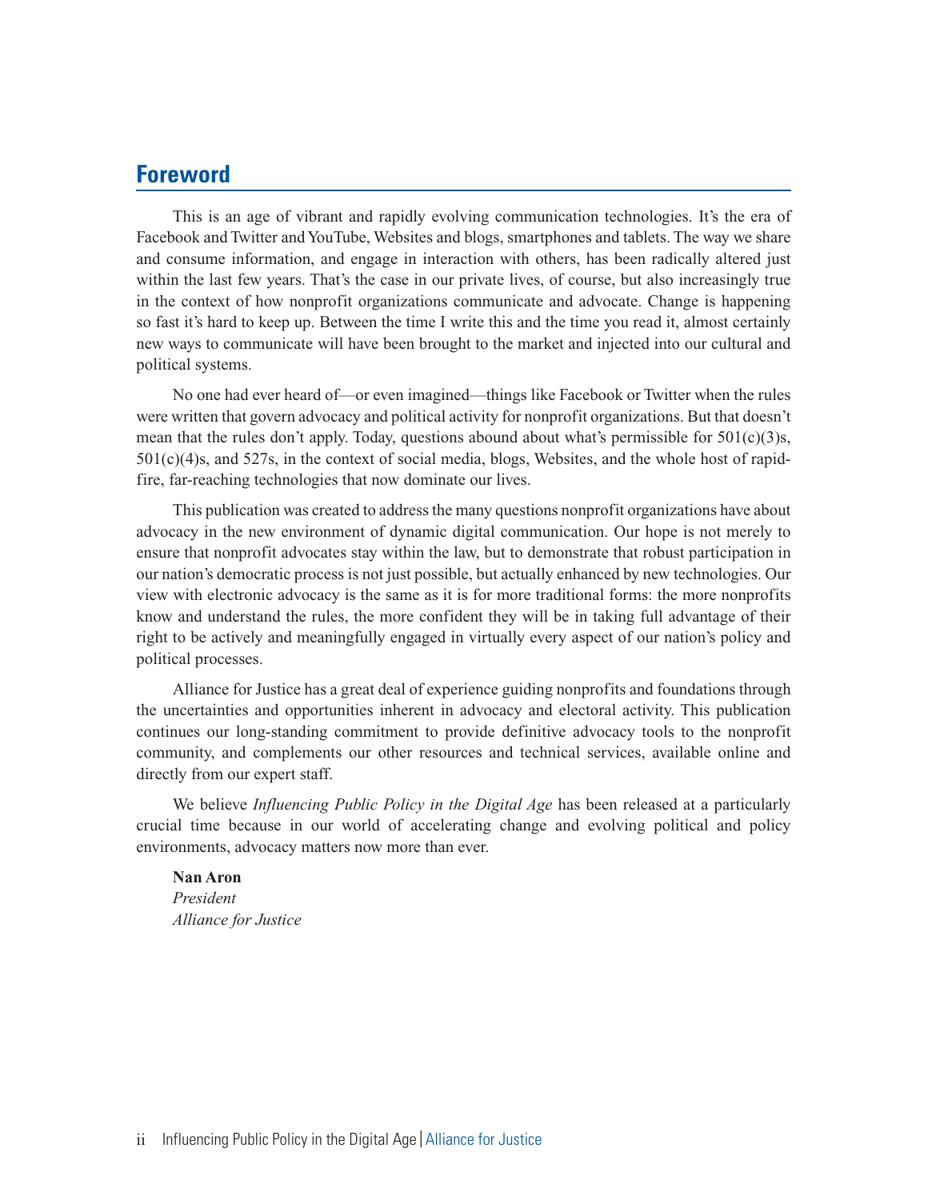## Foreword

This is an age of vibrant and rapidly evolving communication technologies. It's the era of Facebook and Twitter and YouTube, Websites and blogs, smartphones and tablets. The way we share and consume information, and engage in interaction with others, has been radically altered just within the last few years. That's the case in our private lives, of course, but also increasingly true in the context of how nonprofit organizations communicate and advocate. Change is happening so fast it's hard to keep up. Between the time I write this and the time you read it, almost certainly new ways to communicate will have been brought to the market and injected into our cultural and political systems.

No one had ever heard of—or even imagined—things like Facebook or Twitter when the rules were written that govern advocacy and political activity for nonprofit organizations. But that doesn't mean that the rules don't apply. Today, questions abound about what's permissible for 501(c)(3)s, 501(c)(4)s, and 527s, in the context of social media, blogs, Websites, and the whole host of rapid-fire, far-reaching technologies that now dominate our lives.

This publication was created to address the many questions nonprofit organizations have about advocacy in the new environment of dynamic digital communication. Our hope is not merely to ensure that nonprofit advocates stay within the law, but to demonstrate that robust participation in our nation's democratic process is not just possible, but actually enhanced by new technologies. Our view with electronic advocacy is the same as it is for more traditional forms: the more nonprofits know and understand the rules, the more confident they will be in taking full advantage of their right to be actively and meaningfully engaged in virtually every aspect of our nation's policy and political processes.

Alliance for Justice has a great deal of experience guiding nonprofits and foundations through the uncertainties and opportunities inherent in advocacy and electoral activity. This publication continues our long-standing commitment to provide definitive advocacy tools to the nonprofit community, and complements our other resources and technical services, available online and directly from our expert staff.

We believe *Influencing Public Policy in the Digital Age* has been released at a particularly crucial time because in our world of accelerating change and evolving political and policy environments, advocacy matters now more than ever.

**Nan Aron**
*President*
*Alliance for Justice*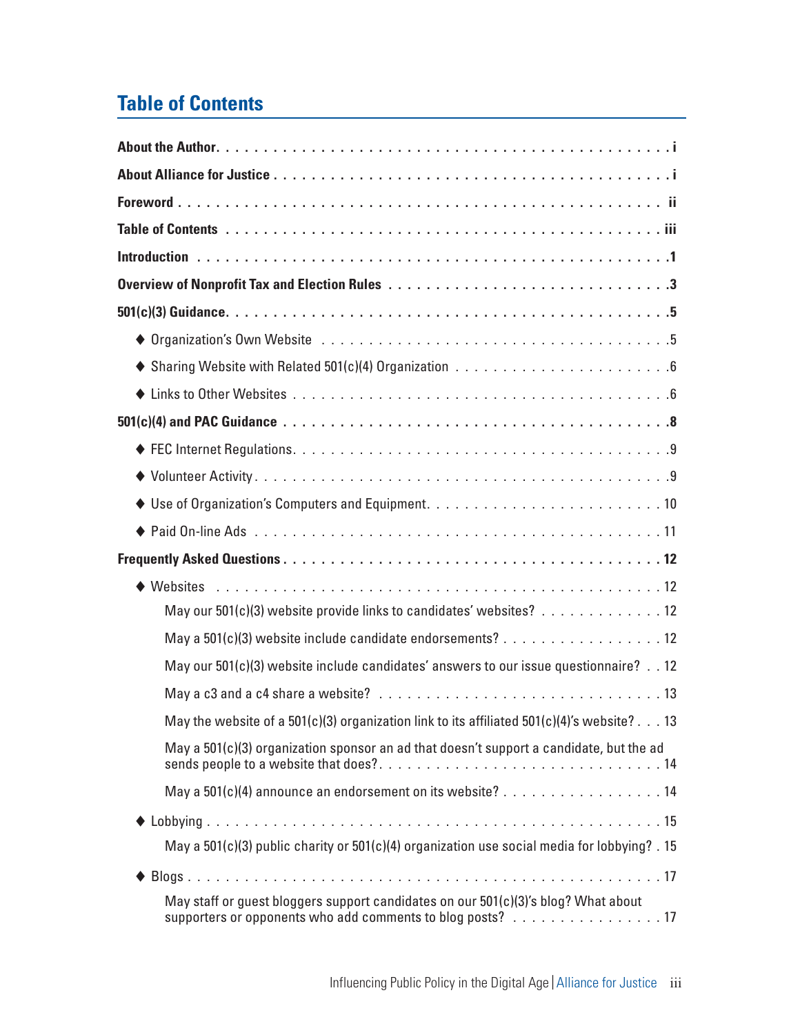## Table of Contents

**About the Author** . . . . . . . . . . . . . . . . . . . . . . . . . . . . . . . . . . . . . . . . . . . . **i**

**About Alliance for Justice** . . . . . . . . . . . . . . . . . . . . . . . . . . . . . . . . . . . . . . . **i**

**Foreword** . . . . . . . . . . . . . . . . . . . . . . . . . . . . . . . . . . . . . . . . . . . . . . . . . **ii**

**Table of Contents** . . . . . . . . . . . . . . . . . . . . . . . . . . . . . . . . . . . . . . . . . . . **iii**

**Introduction** . . . . . . . . . . . . . . . . . . . . . . . . . . . . . . . . . . . . . . . . . . . . . . . **1**

**Overview of Nonprofit Tax and Election Rules** . . . . . . . . . . . . . . . . . . . . . . . . . . . . **3**

**501(c)(3) Guidance** . . . . . . . . . . . . . . . . . . . . . . . . . . . . . . . . . . . . . . . . . . . **5**

- ◆ Organization's Own Website . . . . . . . . . . . . . . . . . . . . . . . . . . . . . . . . . . 5
- ◆ Sharing Website with Related 501(c)(4) Organization . . . . . . . . . . . . . . . . . . . . . . 6
- ◆ Links to Other Websites . . . . . . . . . . . . . . . . . . . . . . . . . . . . . . . . . . . . 6

**501(c)(4) and PAC Guidance** . . . . . . . . . . . . . . . . . . . . . . . . . . . . . . . . . . . . . **8**

- ◆ FEC Internet Regulations . . . . . . . . . . . . . . . . . . . . . . . . . . . . . . . . . . . . 9
- ◆ Volunteer Activity . . . . . . . . . . . . . . . . . . . . . . . . . . . . . . . . . . . . . . . . 9
- ◆ Use of Organization's Computers and Equipment . . . . . . . . . . . . . . . . . . . . . . . . 10
- ◆ Paid On-line Ads . . . . . . . . . . . . . . . . . . . . . . . . . . . . . . . . . . . . . . . . 11

**Frequently Asked Questions** . . . . . . . . . . . . . . . . . . . . . . . . . . . . . . . . . . . . . **12**

- ◆ Websites . . . . . . . . . . . . . . . . . . . . . . . . . . . . . . . . . . . . . . . . . . . . 12
  - May our 501(c)(3) website provide links to candidates' websites? . . . . . . . . . . . . . 12
  - May a 501(c)(3) website include candidate endorsements? . . . . . . . . . . . . . . . . . 12
  - May our 501(c)(3) website include candidates' answers to our issue questionnaire? . . 12
  - May a c3 and a c4 share a website? . . . . . . . . . . . . . . . . . . . . . . . . . . . . 13
  - May the website of a 501(c)(3) organization link to its affiliated 501(c)(4)'s website? . . . 13
  - May a 501(c)(3) organization sponsor an ad that doesn't support a candidate, but the ad sends people to a website that does? . . . . . . . . . . . . . . . . . . . . . . . . . . . . 14
  - May a 501(c)(4) announce an endorsement on its website? . . . . . . . . . . . . . . . . . 14
- ◆ Lobbying . . . . . . . . . . . . . . . . . . . . . . . . . . . . . . . . . . . . . . . . . . . . 15
  - May a 501(c)(3) public charity or 501(c)(4) organization use social media for lobbying? . 15
- ◆ Blogs . . . . . . . . . . . . . . . . . . . . . . . . . . . . . . . . . . . . . . . . . . . . . . 17
  - May staff or guest bloggers support candidates on our 501(c)(3)'s blog? What about supporters or opponents who add comments to blog posts? . . . . . . . . . . . . . . . . 17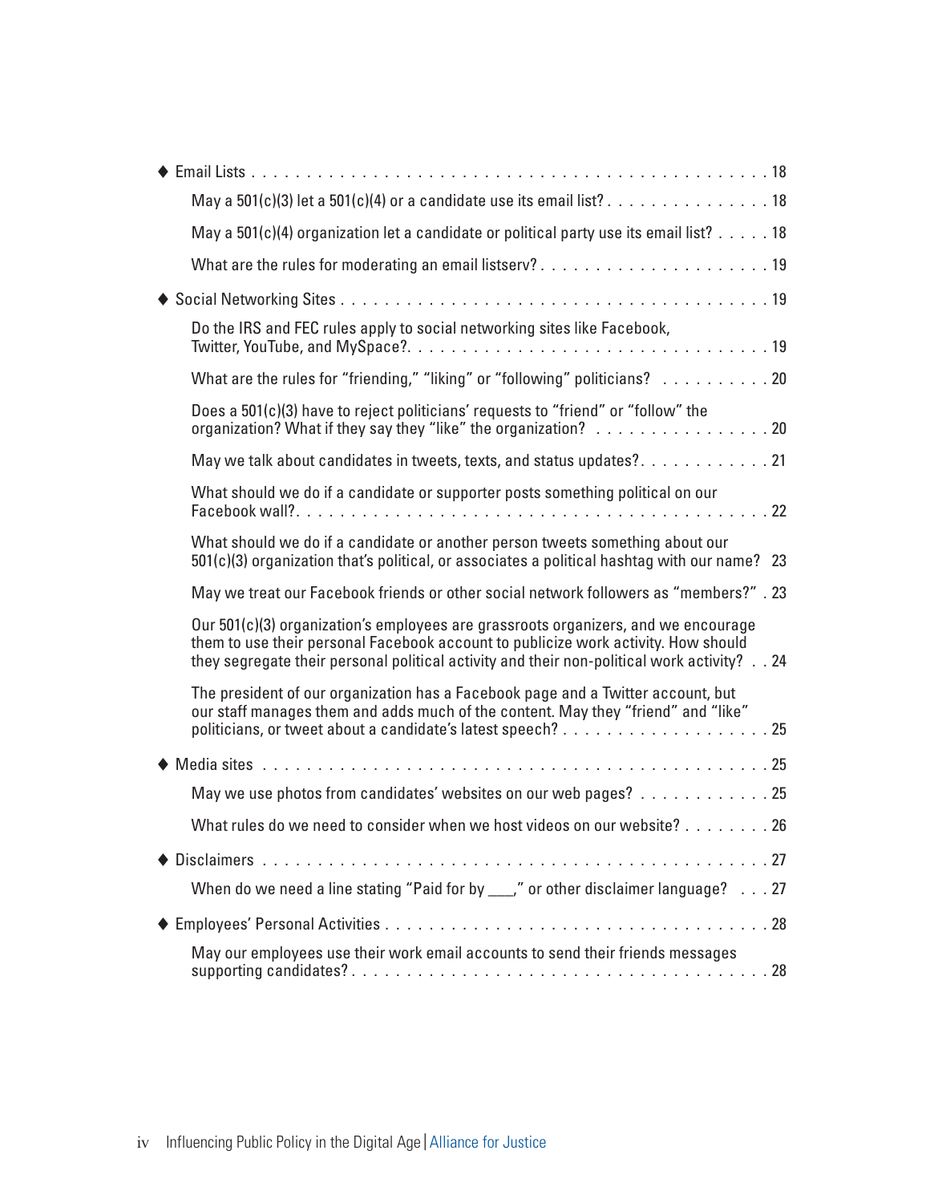- Email Lists . . . . . . . . . . . . . . . . . . . . . . . . . . . . . . . . . . . . . . . . . . . . . . 18
  - May a 501(c)(3) let a 501(c)(4) or a candidate use its email list? . . . . . . . . . . . . . . . 18
  - May a 501(c)(4) organization let a candidate or political party use its email list? . . . . . 18
  - What are the rules for moderating an email listserv? . . . . . . . . . . . . . . . . . . . . . 19
- Social Networking Sites . . . . . . . . . . . . . . . . . . . . . . . . . . . . . . . . . . . . . 19
  - Do the IRS and FEC rules apply to social networking sites like Facebook, Twitter, YouTube, and MySpace?. . . . . . . . . . . . . . . . . . . . . . . . . . . . . . . 19
  - What are the rules for "friending," "liking" or "following" politicians? . . . . . . . . . . 20
  - Does a 501(c)(3) have to reject politicians' requests to "friend" or "follow" the organization? What if they say they "like" the organization? . . . . . . . . . . . . . . . . 20
  - May we talk about candidates in tweets, texts, and status updates?. . . . . . . . . . . . 21
  - What should we do if a candidate or supporter posts something political on our Facebook wall?. . . . . . . . . . . . . . . . . . . . . . . . . . . . . . . . . . . . . . . . 22
  - What should we do if a candidate or another person tweets something about our 501(c)(3) organization that's political, or associates a political hashtag with our name? 23
  - May we treat our Facebook friends or other social network followers as "members?" . 23
  - Our 501(c)(3) organization's employees are grassroots organizers, and we encourage them to use their personal Facebook account to publicize work activity. How should they segregate their personal political activity and their non-political work activity? . . 24
  - The president of our organization has a Facebook page and a Twitter account, but our staff manages them and adds much of the content. May they "friend" and "like" politicians, or tweet about a candidate's latest speech? . . . . . . . . . . . . . . . . . . . 25
- Media sites . . . . . . . . . . . . . . . . . . . . . . . . . . . . . . . . . . . . . . . . . . . . . 25
  - May we use photos from candidates' websites on our web pages? . . . . . . . . . . . . 25
  - What rules do we need to consider when we host videos on our website? . . . . . . . . 26
- Disclaimers . . . . . . . . . . . . . . . . . . . . . . . . . . . . . . . . . . . . . . . . . . . . 27
  - When do we need a line stating "Paid for by ___," or other disclaimer language? . . . 27
- Employees' Personal Activities . . . . . . . . . . . . . . . . . . . . . . . . . . . . . . . . . 28
  - May our employees use their work email accounts to send their friends messages supporting candidates? . . . . . . . . . . . . . . . . . . . . . . . . . . . . . . . . . . . . 28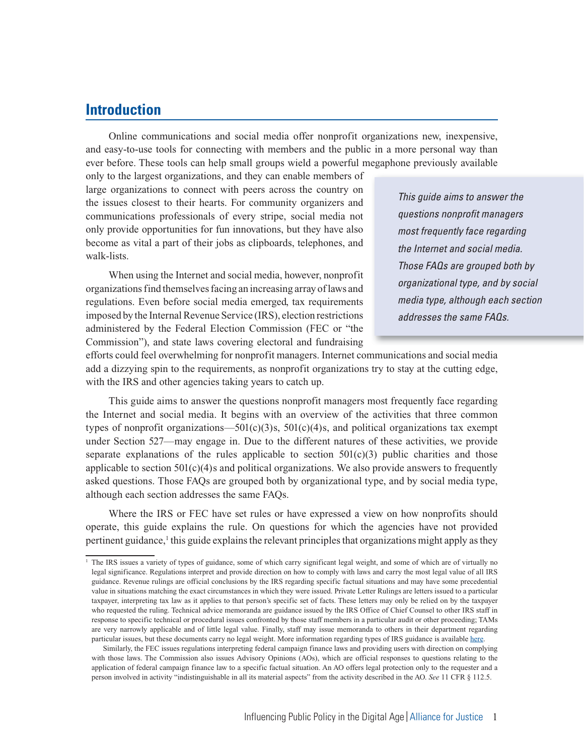## Introduction

Online communications and social media offer nonprofit organizations new, inexpensive, and easy-to-use tools for connecting with members and the public in a more personal way than ever before. These tools can help small groups wield a powerful megaphone previously available only to the largest organizations, and they can enable members of large organizations to connect with peers across the country on the issues closest to their hearts. For community organizers and communications professionals of every stripe, social media not only provide opportunities for fun innovations, but they have also become as vital a part of their jobs as clipboards, telephones, and walk-lists.

> *This guide aims to answer the questions nonprofit managers most frequently face regarding the Internet and social media. Those FAQs are grouped both by organizational type, and by social media type, although each section addresses the same FAQs.*

When using the Internet and social media, however, nonprofit organizations find themselves facing an increasing array of laws and regulations. Even before social media emerged, tax requirements imposed by the Internal Revenue Service (IRS), election restrictions administered by the Federal Election Commission (FEC or "the Commission"), and state laws covering electoral and fundraising efforts could feel overwhelming for nonprofit managers. Internet communications and social media add a dizzying spin to the requirements, as nonprofit organizations try to stay at the cutting edge, with the IRS and other agencies taking years to catch up.

This guide aims to answer the questions nonprofit managers most frequently face regarding the Internet and social media. It begins with an overview of the activities that three common types of nonprofit organizations—501(c)(3)s, 501(c)(4)s, and political organizations tax exempt under Section 527—may engage in. Due to the different natures of these activities, we provide separate explanations of the rules applicable to section 501(c)(3) public charities and those applicable to section 501(c)(4)s and political organizations. We also provide answers to frequently asked questions. Those FAQs are grouped both by organizational type, and by social media type, although each section addresses the same FAQs.

Where the IRS or FEC have set rules or have expressed a view on how nonprofits should operate, this guide explains the rule. On questions for which the agencies have not provided pertinent guidance,[1] this guide explains the relevant principles that organizations might apply as they

---

[1] The IRS issues a variety of types of guidance, some of which carry significant legal weight, and some of which are of virtually no legal significance. Regulations interpret and provide direction on how to comply with laws and carry the most legal value of all IRS guidance. Revenue rulings are official conclusions by the IRS regarding specific factual situations and may have some precedential value in situations matching the exact circumstances in which they were issued. Private Letter Rulings are letters issued to a particular taxpayer, interpreting tax law as it applies to that person's specific set of facts. These letters may only be relied on by the taxpayer who requested the ruling. Technical advice memoranda are guidance issued by the IRS Office of Chief Counsel to other IRS staff in response to specific technical or procedural issues confronted by those staff members in a particular audit or other proceeding; TAMs are very narrowly applicable and of little legal value. Finally, staff may issue memoranda to others in their department regarding particular issues, but these documents carry no legal weight. More information regarding types of IRS guidance is available here.

Similarly, the FEC issues regulations interpreting federal campaign finance laws and providing users with direction on complying with those laws. The Commission also issues Advisory Opinions (AOs), which are official responses to questions relating to the application of federal campaign finance law to a specific factual situation. An AO offers legal protection only to the requester and a person involved in activity "indistinguishable in all its material aspects" from the activity described in the AO. *See* 11 CFR § 112.5.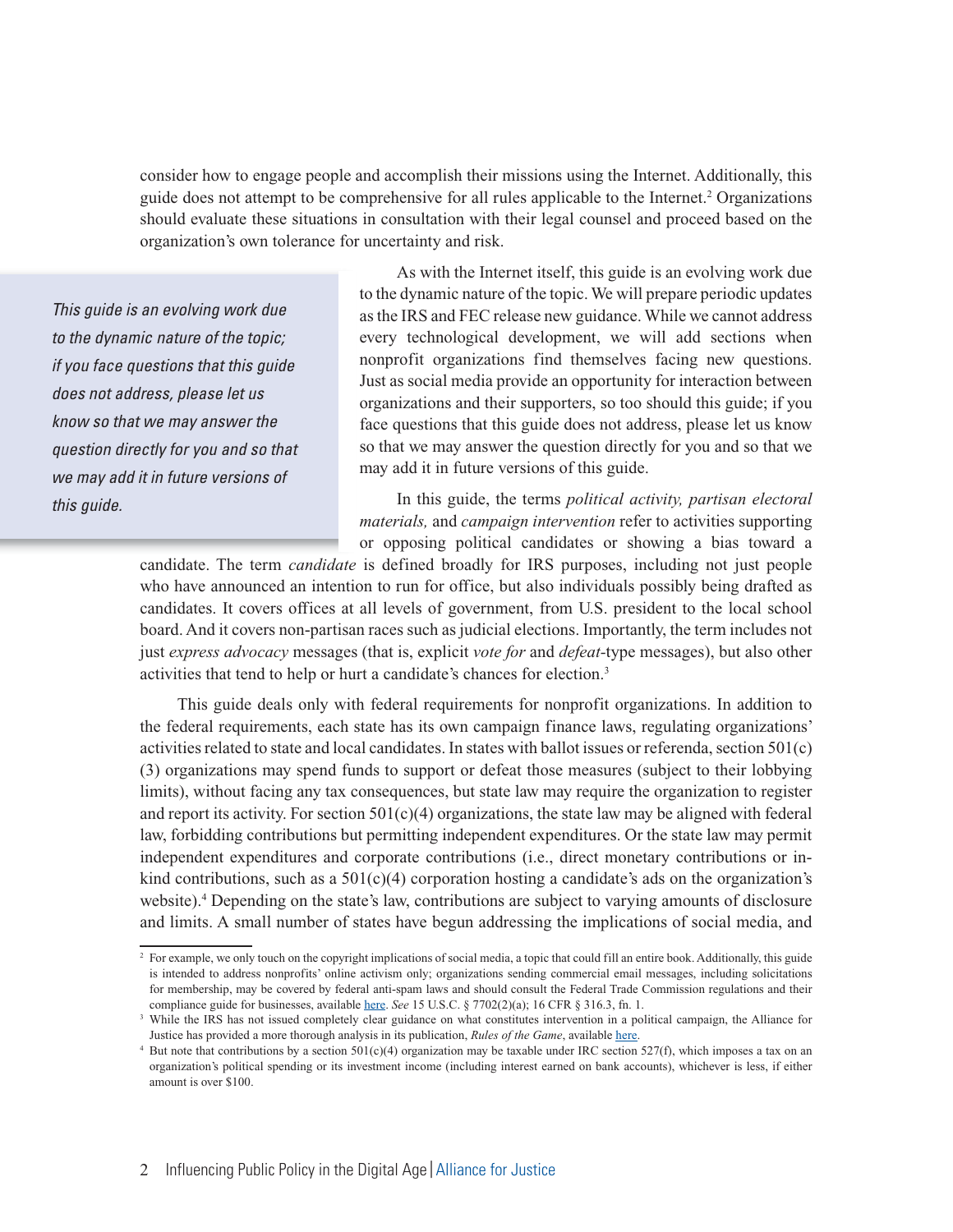consider how to engage people and accomplish their missions using the Internet. Additionally, this guide does not attempt to be comprehensive for all rules applicable to the Internet.[2] Organizations should evaluate these situations in consultation with their legal counsel and proceed based on the organization's own tolerance for uncertainty and risk.

> *This guide is an evolving work due to the dynamic nature of the topic; if you face questions that this guide does not address, please let us know so that we may answer the question directly for you and so that we may add it in future versions of this guide.*

As with the Internet itself, this guide is an evolving work due to the dynamic nature of the topic. We will prepare periodic updates as the IRS and FEC release new guidance. While we cannot address every technological development, we will add sections when nonprofit organizations find themselves facing new questions. Just as social media provide an opportunity for interaction between organizations and their supporters, so too should this guide; if you face questions that this guide does not address, please let us know so that we may answer the question directly for you and so that we may add it in future versions of this guide.

In this guide, the terms *political activity, partisan electoral materials,* and *campaign intervention* refer to activities supporting or opposing political candidates or showing a bias toward a candidate. The term *candidate* is defined broadly for IRS purposes, including not just people who have announced an intention to run for office, but also individuals possibly being drafted as candidates. It covers offices at all levels of government, from U.S. president to the local school board. And it covers non-partisan races such as judicial elections. Importantly, the term includes not just *express advocacy* messages (that is, explicit *vote for* and *defeat*-type messages), but also other activities that tend to help or hurt a candidate's chances for election.[3]

This guide deals only with federal requirements for nonprofit organizations. In addition to the federal requirements, each state has its own campaign finance laws, regulating organizations' activities related to state and local candidates. In states with ballot issues or referenda, section 501(c)(3) organizations may spend funds to support or defeat those measures (subject to their lobbying limits), without facing any tax consequences, but state law may require the organization to register and report its activity. For section 501(c)(4) organizations, the state law may be aligned with federal law, forbidding contributions but permitting independent expenditures. Or the state law may permit independent expenditures and corporate contributions (i.e., direct monetary contributions or in-kind contributions, such as a 501(c)(4) corporation hosting a candidate's ads on the organization's website).[4] Depending on the state's law, contributions are subject to varying amounts of disclosure and limits. A small number of states have begun addressing the implications of social media, and

---

[2] For example, we only touch on the copyright implications of social media, a topic that could fill an entire book. Additionally, this guide is intended to address nonprofits' online activism only; organizations sending commercial email messages, including solicitations for membership, may be covered by federal anti-spam laws and should consult the Federal Trade Commission regulations and their compliance guide for businesses, available here. *See* 15 U.S.C. § 7702(2)(a); 16 CFR § 316.3, fn. 1.

[3] While the IRS has not issued completely clear guidance on what constitutes intervention in a political campaign, the Alliance for Justice has provided a more thorough analysis in its publication, *Rules of the Game*, available here.

[4] But note that contributions by a section 501(c)(4) organization may be taxable under IRC section 527(f), which imposes a tax on an organization's political spending or its investment income (including interest earned on bank accounts), whichever is less, if either amount is over $100.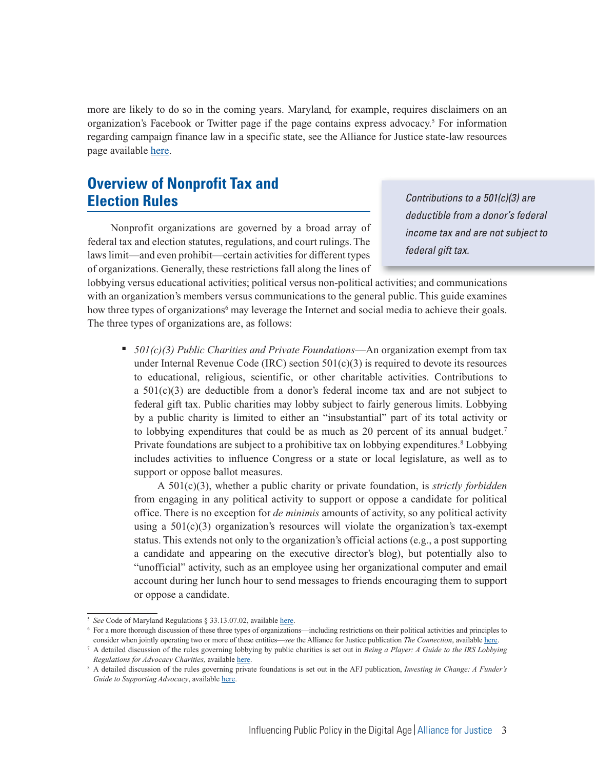more are likely to do so in the coming years. Maryland, for example, requires disclaimers on an organization's Facebook or Twitter page if the page contains express advocacy.[5] For information regarding campaign finance law in a specific state, see the Alliance for Justice state-law resources page available here.

## Overview of Nonprofit Tax and Election Rules

> *Contributions to a 501(c)(3) are deductible from a donor's federal income tax and are not subject to federal gift tax.*

Nonprofit organizations are governed by a broad array of federal tax and election statutes, regulations, and court rulings. The laws limit—and even prohibit—certain activities for different types of organizations. Generally, these restrictions fall along the lines of lobbying versus educational activities; political versus non-political activities; and communications with an organization's members versus communications to the general public. This guide examines how three types of organizations[6] may leverage the Internet and social media to achieve their goals. The three types of organizations are, as follows:

- *501(c)(3) Public Charities and Private Foundations*—An organization exempt from tax under Internal Revenue Code (IRC) section 501(c)(3) is required to devote its resources to educational, religious, scientific, or other charitable activities. Contributions to a 501(c)(3) are deductible from a donor's federal income tax and are not subject to federal gift tax. Public charities may lobby subject to fairly generous limits. Lobbying by a public charity is limited to either an "insubstantial" part of its total activity or to lobbying expenditures that could be as much as 20 percent of its annual budget.[7] Private foundations are subject to a prohibitive tax on lobbying expenditures.[8] Lobbying includes activities to influence Congress or a state or local legislature, as well as to support or oppose ballot measures.

  A 501(c)(3), whether a public charity or private foundation, is *strictly forbidden* from engaging in any political activity to support or oppose a candidate for political office. There is no exception for *de minimis* amounts of activity, so any political activity using a 501(c)(3) organization's resources will violate the organization's tax-exempt status. This extends not only to the organization's official actions (e.g., a post supporting a candidate and appearing on the executive director's blog), but potentially also to "unofficial" activity, such as an employee using her organizational computer and email account during her lunch hour to send messages to friends encouraging them to support or oppose a candidate.

---

[5] *See* Code of Maryland Regulations § 33.13.07.02, available here.

[6] For a more thorough discussion of these three types of organizations—including restrictions on their political activities and principles to consider when jointly operating two or more of these entities—*see* the Alliance for Justice publication *The Connection*, available here.

[7] A detailed discussion of the rules governing lobbying by public charities is set out in *Being a Player: A Guide to the IRS Lobbying Regulations for Advocacy Charities,* available here.

[8] A detailed discussion of the rules governing private foundations is set out in the AFJ publication, *Investing in Change: A Funder's Guide to Supporting Advocacy*, available here.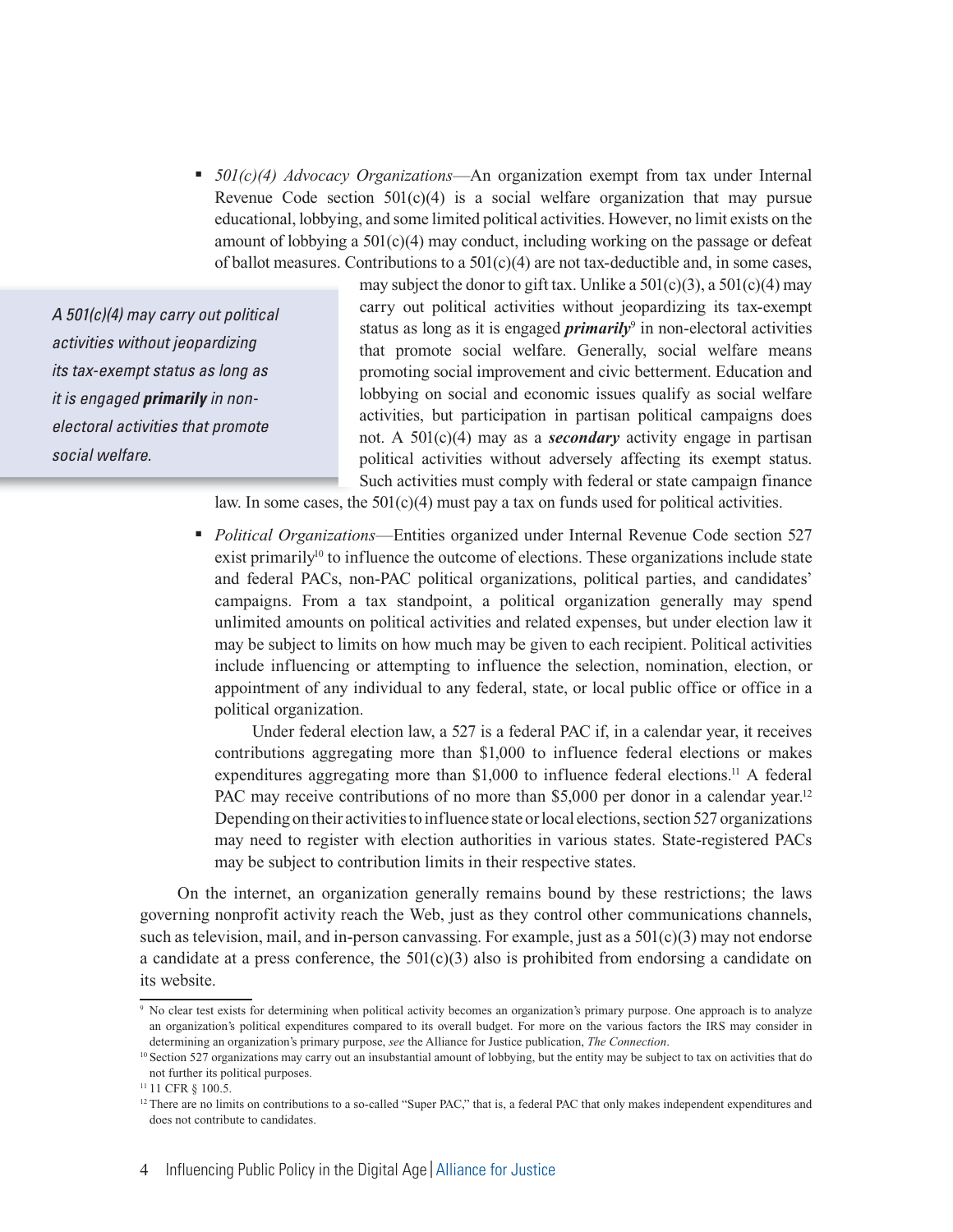- *501(c)(4) Advocacy Organizations*—An organization exempt from tax under Internal Revenue Code section 501(c)(4) is a social welfare organization that may pursue educational, lobbying, and some limited political activities. However, no limit exists on the amount of lobbying a 501(c)(4) may conduct, including working on the passage or defeat of ballot measures. Contributions to a 501(c)(4) are not tax-deductible and, in some cases, may subject the donor to gift tax. Unlike a 501(c)(3), a 501(c)(4) may carry out political activities without jeopardizing its tax-exempt status as long as it is engaged ***primarily***[9] in non-electoral activities that promote social welfare. Generally, social welfare means promoting social improvement and civic betterment. Education and lobbying on social and economic issues qualify as social welfare activities, but participation in partisan political campaigns does not. A 501(c)(4) may as a ***secondary*** activity engage in partisan political activities without adversely affecting its exempt status. Such activities must comply with federal or state campaign finance law. In some cases, the 501(c)(4) must pay a tax on funds used for political activities.

> *A 501(c)(4) may carry out political activities without jeopardizing its tax-exempt status as long as it is engaged **primarily** in non-electoral activities that promote social welfare.*

- *Political Organizations*—Entities organized under Internal Revenue Code section 527 exist primarily[10] to influence the outcome of elections. These organizations include state and federal PACs, non-PAC political organizations, political parties, and candidates' campaigns. From a tax standpoint, a political organization generally may spend unlimited amounts on political activities and related expenses, but under election law it may be subject to limits on how much may be given to each recipient. Political activities include influencing or attempting to influence the selection, nomination, election, or appointment of any individual to any federal, state, or local public office or office in a political organization.

  Under federal election law, a 527 is a federal PAC if, in a calendar year, it receives contributions aggregating more than $1,000 to influence federal elections or makes expenditures aggregating more than $1,000 to influence federal elections.[11] A federal PAC may receive contributions of no more than $5,000 per donor in a calendar year.[12] Depending on their activities to influence state or local elections, section 527 organizations may need to register with election authorities in various states. State-registered PACs may be subject to contribution limits in their respective states.

On the internet, an organization generally remains bound by these restrictions; the laws governing nonprofit activity reach the Web, just as they control other communications channels, such as television, mail, and in-person canvassing. For example, just as a 501(c)(3) may not endorse a candidate at a press conference, the 501(c)(3) also is prohibited from endorsing a candidate on its website.

---

[9] No clear test exists for determining when political activity becomes an organization's primary purpose. One approach is to analyze an organization's political expenditures compared to its overall budget. For more on the various factors the IRS may consider in determining an organization's primary purpose, *see* the Alliance for Justice publication, *The Connection*.

[10] Section 527 organizations may carry out an insubstantial amount of lobbying, but the entity may be subject to tax on activities that do not further its political purposes.

[11] 11 CFR § 100.5.

[12] There are no limits on contributions to a so-called "Super PAC," that is, a federal PAC that only makes independent expenditures and does not contribute to candidates.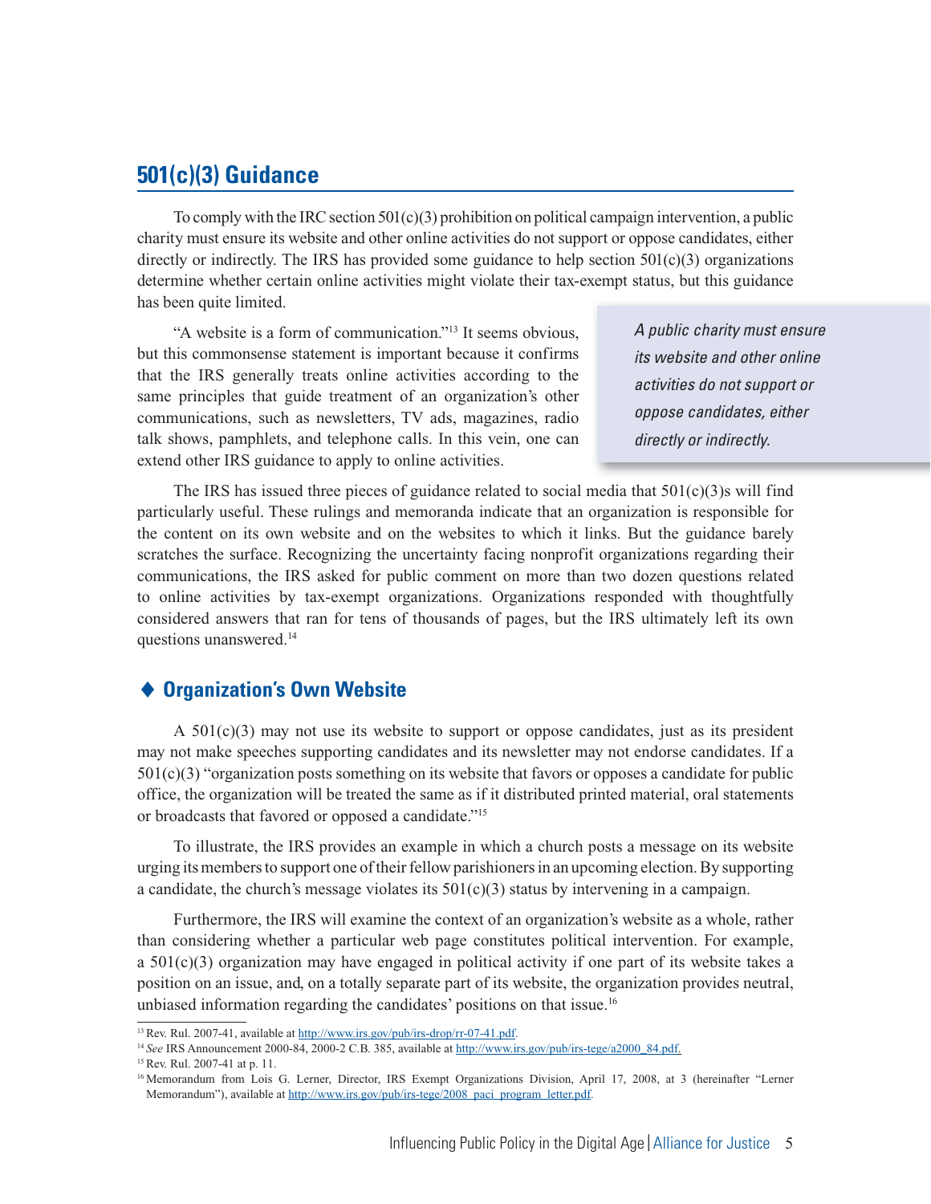## 501(c)(3) Guidance

To comply with the IRC section 501(c)(3) prohibition on political campaign intervention, a public charity must ensure its website and other online activities do not support or oppose candidates, either directly or indirectly. The IRS has provided some guidance to help section 501(c)(3) organizations determine whether certain online activities might violate their tax-exempt status, but this guidance has been quite limited.

"A website is a form of communication."[13] It seems obvious, but this commonsense statement is important because it confirms that the IRS generally treats online activities according to the same principles that guide treatment of an organization's other communications, such as newsletters, TV ads, magazines, radio talk shows, pamphlets, and telephone calls. In this vein, one can extend other IRS guidance to apply to online activities.

> *A public charity must ensure its website and other online activities do not support or oppose candidates, either directly or indirectly.*

The IRS has issued three pieces of guidance related to social media that 501(c)(3)s will find particularly useful. These rulings and memoranda indicate that an organization is responsible for the content on its own website and on the websites to which it links. But the guidance barely scratches the surface. Recognizing the uncertainty facing nonprofit organizations regarding their communications, the IRS asked for public comment on more than two dozen questions related to online activities by tax-exempt organizations. Organizations responded with thoughtfully considered answers that ran for tens of thousands of pages, but the IRS ultimately left its own questions unanswered.[14]

### ♦ Organization's Own Website

A 501(c)(3) may not use its website to support or oppose candidates, just as its president may not make speeches supporting candidates and its newsletter may not endorse candidates. If a 501(c)(3) "organization posts something on its website that favors or opposes a candidate for public office, the organization will be treated the same as if it distributed printed material, oral statements or broadcasts that favored or opposed a candidate."[15]

To illustrate, the IRS provides an example in which a church posts a message on its website urging its members to support one of their fellow parishioners in an upcoming election. By supporting a candidate, the church's message violates its 501(c)(3) status by intervening in a campaign.

Furthermore, the IRS will examine the context of an organization's website as a whole, rather than considering whether a particular web page constitutes political intervention. For example, a 501(c)(3) organization may have engaged in political activity if one part of its website takes a position on an issue, and, on a totally separate part of its website, the organization provides neutral, unbiased information regarding the candidates' positions on that issue.[16]

---

[13] Rev. Rul. 2007-41, available at http://www.irs.gov/pub/irs-drop/rr-07-41.pdf.

[14] *See* IRS Announcement 2000-84, 2000-2 C.B. 385, available at http://www.irs.gov/pub/irs-tege/a2000_84.pdf.

[15] Rev. Rul. 2007-41 at p. 11.

[16] Memorandum from Lois G. Lerner, Director, IRS Exempt Organizations Division, April 17, 2008, at 3 (hereinafter "Lerner Memorandum"), available at http://www.irs.gov/pub/irs-tege/2008_paci_program_letter.pdf.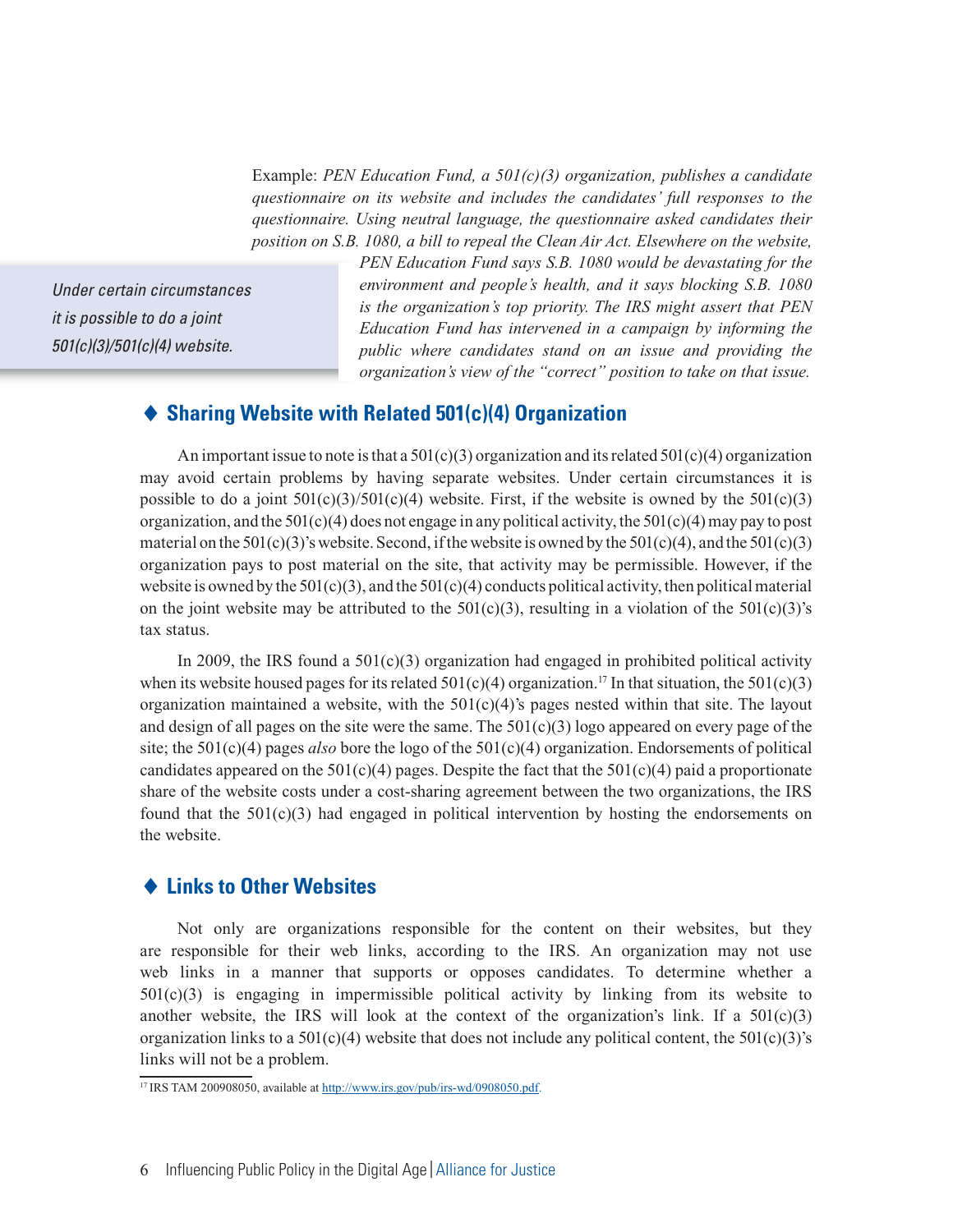Example: *PEN Education Fund, a 501(c)(3) organization, publishes a candidate questionnaire on its website and includes the candidates' full responses to the questionnaire. Using neutral language, the questionnaire asked candidates their position on S.B. 1080, a bill to repeal the Clean Air Act. Elsewhere on the website, PEN Education Fund says S.B. 1080 would be devastating for the environment and people's health, and it says blocking S.B. 1080 is the organization's top priority. The IRS might assert that PEN Education Fund has intervened in a campaign by informing the public where candidates stand on an issue and providing the organization's view of the "correct" position to take on that issue.*

> *Under certain circumstances it is possible to do a joint 501(c)(3)/501(c)(4) website.*

## ♦ Sharing Website with Related 501(c)(4) Organization

An important issue to note is that a 501(c)(3) organization and its related 501(c)(4) organization may avoid certain problems by having separate websites. Under certain circumstances it is possible to do a joint 501(c)(3)/501(c)(4) website. First, if the website is owned by the 501(c)(3) organization, and the 501(c)(4) does not engage in any political activity, the 501(c)(4) may pay to post material on the 501(c)(3)'s website. Second, if the website is owned by the 501(c)(4), and the 501(c)(3) organization pays to post material on the site, that activity may be permissible. However, if the website is owned by the 501(c)(3), and the 501(c)(4) conducts political activity, then political material on the joint website may be attributed to the 501(c)(3), resulting in a violation of the 501(c)(3)'s tax status.

In 2009, the IRS found a 501(c)(3) organization had engaged in prohibited political activity when its website housed pages for its related 501(c)(4) organization.[17] In that situation, the 501(c)(3) organization maintained a website, with the 501(c)(4)'s pages nested within that site. The layout and design of all pages on the site were the same. The 501(c)(3) logo appeared on every page of the site; the 501(c)(4) pages *also* bore the logo of the 501(c)(4) organization. Endorsements of political candidates appeared on the 501(c)(4) pages. Despite the fact that the 501(c)(4) paid a proportionate share of the website costs under a cost-sharing agreement between the two organizations, the IRS found that the 501(c)(3) had engaged in political intervention by hosting the endorsements on the website.

## ♦ Links to Other Websites

Not only are organizations responsible for the content on their websites, but they are responsible for their web links, according to the IRS. An organization may not use web links in a manner that supports or opposes candidates. To determine whether a 501(c)(3) is engaging in impermissible political activity by linking from its website to another website, the IRS will look at the context of the organization's link. If a 501(c)(3) organization links to a 501(c)(4) website that does not include any political content, the 501(c)(3)'s links will not be a problem.

[17] IRS TAM 200908050, available at http://www.irs.gov/pub/irs-wd/0908050.pdf.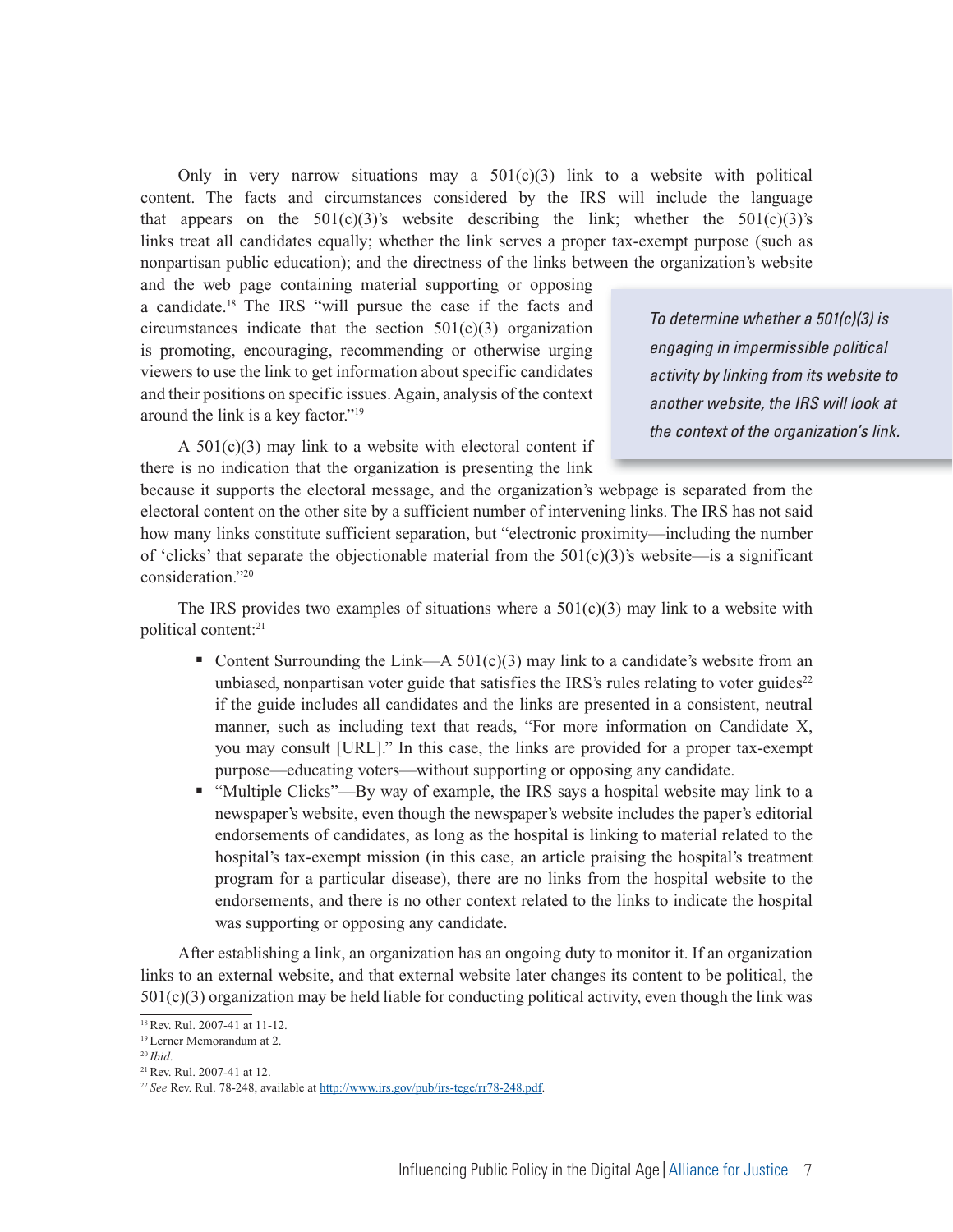Only in very narrow situations may a 501(c)(3) link to a website with political content. The facts and circumstances considered by the IRS will include the language that appears on the 501(c)(3)'s website describing the link; whether the 501(c)(3)'s links treat all candidates equally; whether the link serves a proper tax-exempt purpose (such as nonpartisan public education); and the directness of the links between the organization's website and the web page containing material supporting or opposing a candidate.[18] The IRS "will pursue the case if the facts and circumstances indicate that the section 501(c)(3) organization is promoting, encouraging, recommending or otherwise urging viewers to use the link to get information about specific candidates and their positions on specific issues. Again, analysis of the context around the link is a key factor."[19]

> *To determine whether a 501(c)(3) is engaging in impermissible political activity by linking from its website to another website, the IRS will look at the context of the organization's link.*

A 501(c)(3) may link to a website with electoral content if there is no indication that the organization is presenting the link because it supports the electoral message, and the organization's webpage is separated from the electoral content on the other site by a sufficient number of intervening links. The IRS has not said how many links constitute sufficient separation, but "electronic proximity—including the number of 'clicks' that separate the objectionable material from the 501(c)(3)'s website—is a significant consideration."[20]

The IRS provides two examples of situations where a 501(c)(3) may link to a website with political content:[21]

- Content Surrounding the Link—A 501(c)(3) may link to a candidate's website from an unbiased, nonpartisan voter guide that satisfies the IRS's rules relating to voter guides[22] if the guide includes all candidates and the links are presented in a consistent, neutral manner, such as including text that reads, "For more information on Candidate X, you may consult [URL]." In this case, the links are provided for a proper tax-exempt purpose—educating voters—without supporting or opposing any candidate.
- "Multiple Clicks"—By way of example, the IRS says a hospital website may link to a newspaper's website, even though the newspaper's website includes the paper's editorial endorsements of candidates, as long as the hospital is linking to material related to the hospital's tax-exempt mission (in this case, an article praising the hospital's treatment program for a particular disease), there are no links from the hospital website to the endorsements, and there is no other context related to the links to indicate the hospital was supporting or opposing any candidate.

After establishing a link, an organization has an ongoing duty to monitor it. If an organization links to an external website, and that external website later changes its content to be political, the 501(c)(3) organization may be held liable for conducting political activity, even though the link was

---

[18] Rev. Rul. 2007-41 at 11-12.

[19] Lerner Memorandum at 2.

[20] *Ibid*.

[21] Rev. Rul. 2007-41 at 12.

[22] *See* Rev. Rul. 78-248, available at http://www.irs.gov/pub/irs-tege/rr78-248.pdf.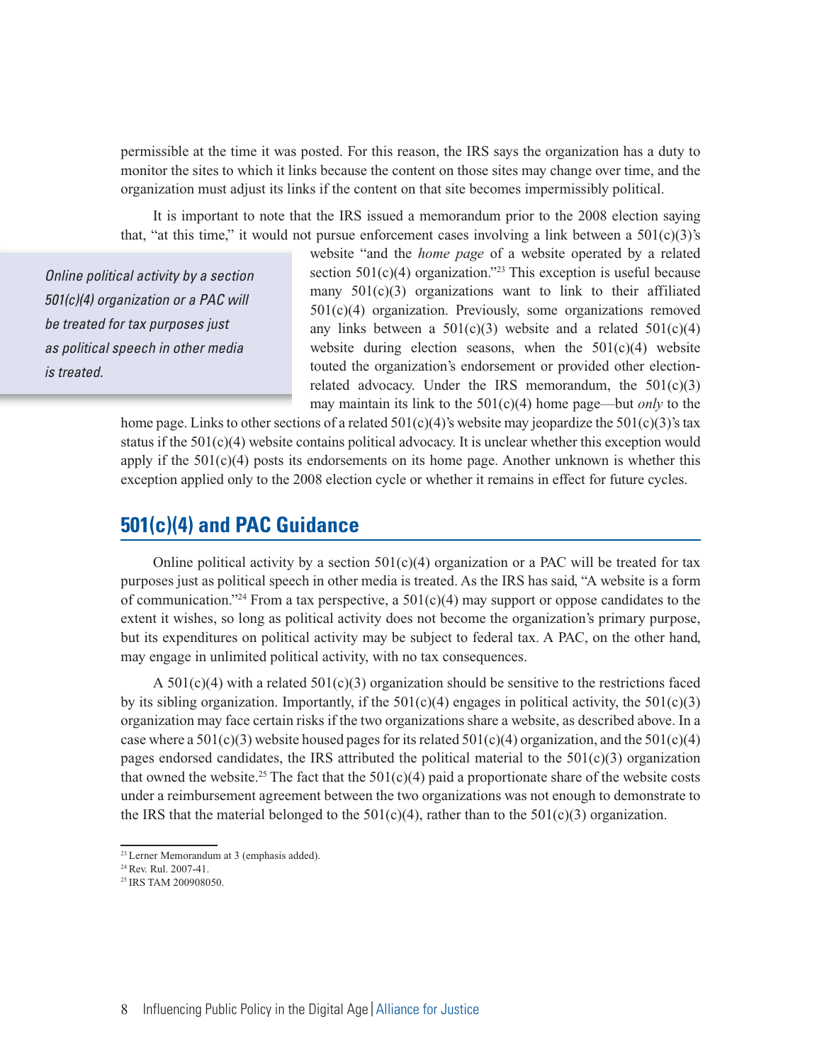permissible at the time it was posted. For this reason, the IRS says the organization has a duty to monitor the sites to which it links because the content on those sites may change over time, and the organization must adjust its links if the content on that site becomes impermissibly political.

It is important to note that the IRS issued a memorandum prior to the 2008 election saying that, "at this time," it would not pursue enforcement cases involving a link between a 501(c)(3)'s website "and the *home page* of a website operated by a related section 501(c)(4) organization."[23] This exception is useful because many 501(c)(3) organizations want to link to their affiliated 501(c)(4) organization. Previously, some organizations removed any links between a 501(c)(3) website and a related 501(c)(4) website during election seasons, when the 501(c)(4) website touted the organization's endorsement or provided other election-related advocacy. Under the IRS memorandum, the 501(c)(3) may maintain its link to the 501(c)(4) home page—but *only* to the home page. Links to other sections of a related 501(c)(4)'s website may jeopardize the 501(c)(3)'s tax status if the 501(c)(4) website contains political advocacy. It is unclear whether this exception would apply if the 501(c)(4) posts its endorsements on its home page. Another unknown is whether this exception applied only to the 2008 election cycle or whether it remains in effect for future cycles.

> *Online political activity by a section 501(c)(4) organization or a PAC will be treated for tax purposes just as political speech in other media is treated.*

## 501(c)(4) and PAC Guidance

Online political activity by a section 501(c)(4) organization or a PAC will be treated for tax purposes just as political speech in other media is treated. As the IRS has said, "A website is a form of communication."[24] From a tax perspective, a 501(c)(4) may support or oppose candidates to the extent it wishes, so long as political activity does not become the organization's primary purpose, but its expenditures on political activity may be subject to federal tax. A PAC, on the other hand, may engage in unlimited political activity, with no tax consequences.

A 501(c)(4) with a related 501(c)(3) organization should be sensitive to the restrictions faced by its sibling organization. Importantly, if the 501(c)(4) engages in political activity, the 501(c)(3) organization may face certain risks if the two organizations share a website, as described above. In a case where a 501(c)(3) website housed pages for its related 501(c)(4) organization, and the 501(c)(4) pages endorsed candidates, the IRS attributed the political material to the 501(c)(3) organization that owned the website.[25] The fact that the 501(c)(4) paid a proportionate share of the website costs under a reimbursement agreement between the two organizations was not enough to demonstrate to the IRS that the material belonged to the 501(c)(4), rather than to the 501(c)(3) organization.

---

[23] Lerner Memorandum at 3 (emphasis added).

[24] Rev. Rul. 2007-41.

[25] IRS TAM 200908050.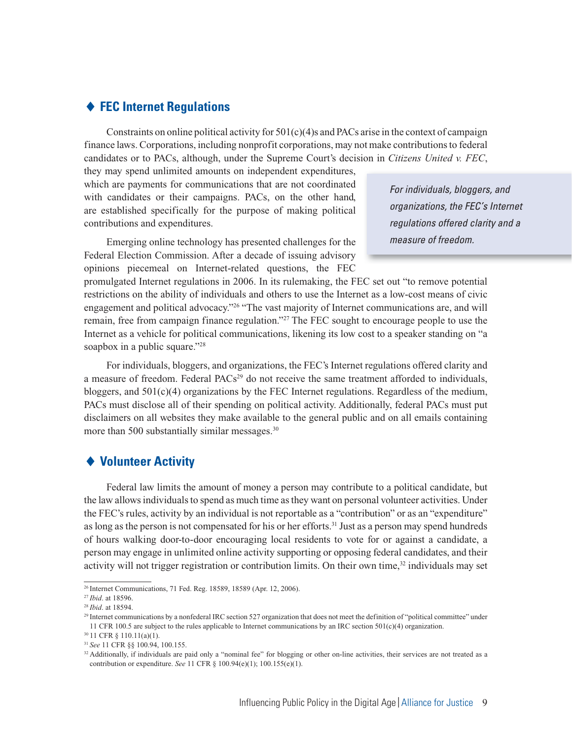## ◆ FEC Internet Regulations

Constraints on online political activity for 501(c)(4)s and PACs arise in the context of campaign finance laws. Corporations, including nonprofit corporations, may not make contributions to federal candidates or to PACs, although, under the Supreme Court's decision in *Citizens United v. FEC*, they may spend unlimited amounts on independent expenditures, which are payments for communications that are not coordinated with candidates or their campaigns. PACs, on the other hand, are established specifically for the purpose of making political contributions and expenditures.

> *For individuals, bloggers, and organizations, the FEC's Internet regulations offered clarity and a measure of freedom.*

Emerging online technology has presented challenges for the Federal Election Commission. After a decade of issuing advisory opinions piecemeal on Internet-related questions, the FEC promulgated Internet regulations in 2006. In its rulemaking, the FEC set out "to remove potential restrictions on the ability of individuals and others to use the Internet as a low-cost means of civic engagement and political advocacy."[26] "The vast majority of Internet communications are, and will remain, free from campaign finance regulation."[27] The FEC sought to encourage people to use the Internet as a vehicle for political communications, likening its low cost to a speaker standing on "a soapbox in a public square."[28]

For individuals, bloggers, and organizations, the FEC's Internet regulations offered clarity and a measure of freedom. Federal PACs[29] do not receive the same treatment afforded to individuals, bloggers, and 501(c)(4) organizations by the FEC Internet regulations. Regardless of the medium, PACs must disclose all of their spending on political activity. Additionally, federal PACs must put disclaimers on all websites they make available to the general public and on all emails containing more than 500 substantially similar messages.[30]

## ◆ Volunteer Activity

Federal law limits the amount of money a person may contribute to a political candidate, but the law allows individuals to spend as much time as they want on personal volunteer activities. Under the FEC's rules, activity by an individual is not reportable as a "contribution" or as an "expenditure" as long as the person is not compensated for his or her efforts.[31] Just as a person may spend hundreds of hours walking door-to-door encouraging local residents to vote for or against a candidate, a person may engage in unlimited online activity supporting or opposing federal candidates, and their activity will not trigger registration or contribution limits. On their own time,[32] individuals may set

---

[26] Internet Communications, 71 Fed. Reg. 18589, 18589 (Apr. 12, 2006).

[27] *Ibid*. at 18596.

[28] *Ibid*. at 18594.

[29] Internet communications by a nonfederal IRC section 527 organization that does not meet the definition of "political committee" under 11 CFR 100.5 are subject to the rules applicable to Internet communications by an IRC section 501(c)(4) organization.

[30] 11 CFR § 110.11(a)(1).

[31] *See* 11 CFR §§ 100.94, 100.155.

[32] Additionally, if individuals are paid only a "nominal fee" for blogging or other on-line activities, their services are not treated as a contribution or expenditure. *See* 11 CFR § 100.94(e)(1); 100.155(e)(1).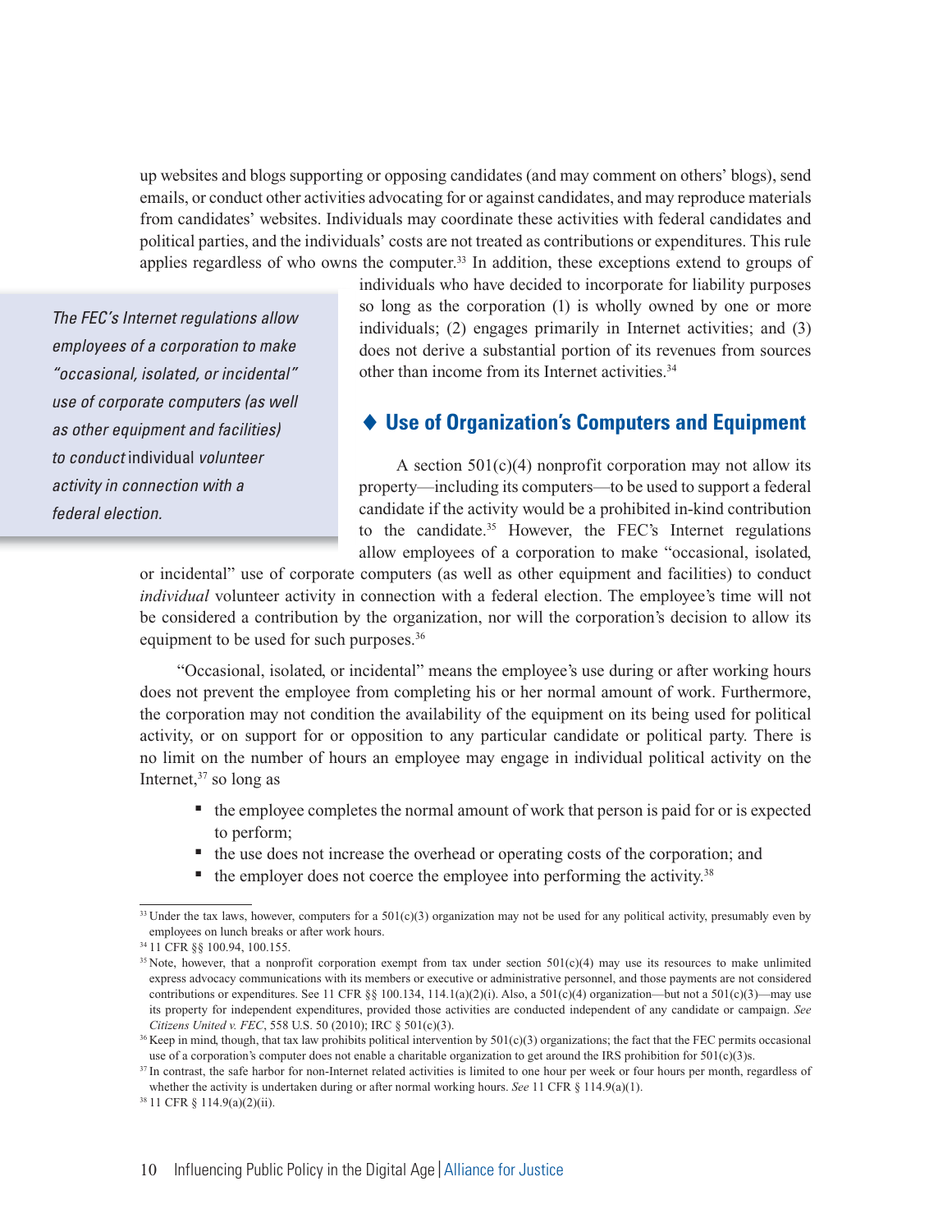up websites and blogs supporting or opposing candidates (and may comment on others' blogs), send emails, or conduct other activities advocating for or against candidates, and may reproduce materials from candidates' websites. Individuals may coordinate these activities with federal candidates and political parties, and the individuals' costs are not treated as contributions or expenditures. This rule applies regardless of who owns the computer.[33] In addition, these exceptions extend to groups of individuals who have decided to incorporate for liability purposes so long as the corporation (1) is wholly owned by one or more individuals; (2) engages primarily in Internet activities; and (3) does not derive a substantial portion of its revenues from sources other than income from its Internet activities.[34]

> *The FEC's Internet regulations allow employees of a corporation to make "occasional, isolated, or incidental" use of corporate computers (as well as other equipment and facilities) to conduct* individual *volunteer activity in connection with a federal election.*

## ◆ Use of Organization's Computers and Equipment

A section 501(c)(4) nonprofit corporation may not allow its property—including its computers—to be used to support a federal candidate if the activity would be a prohibited in-kind contribution to the candidate.[35] However, the FEC's Internet regulations allow employees of a corporation to make "occasional, isolated, or incidental" use of corporate computers (as well as other equipment and facilities) to conduct *individual* volunteer activity in connection with a federal election. The employee's time will not be considered a contribution by the organization, nor will the corporation's decision to allow its equipment to be used for such purposes.[36]

"Occasional, isolated, or incidental" means the employee's use during or after working hours does not prevent the employee from completing his or her normal amount of work. Furthermore, the corporation may not condition the availability of the equipment on its being used for political activity, or on support for or opposition to any particular candidate or political party. There is no limit on the number of hours an employee may engage in individual political activity on the Internet,[37] so long as

- the employee completes the normal amount of work that person is paid for or is expected to perform;
- the use does not increase the overhead or operating costs of the corporation; and
- the employer does not coerce the employee into performing the activity.[38]

---

[33] Under the tax laws, however, computers for a 501(c)(3) organization may not be used for any political activity, presumably even by employees on lunch breaks or after work hours.

[34] 11 CFR §§ 100.94, 100.155.

[35] Note, however, that a nonprofit corporation exempt from tax under section 501(c)(4) may use its resources to make unlimited express advocacy communications with its members or executive or administrative personnel, and those payments are not considered contributions or expenditures. See 11 CFR §§ 100.134, 114.1(a)(2)(i). Also, a 501(c)(4) organization—but not a 501(c)(3)—may use its property for independent expenditures, provided those activities are conducted independent of any candidate or campaign. *See Citizens United v. FEC*, 558 U.S. 50 (2010); IRC § 501(c)(3).

[36] Keep in mind, though, that tax law prohibits political intervention by 501(c)(3) organizations; the fact that the FEC permits occasional use of a corporation's computer does not enable a charitable organization to get around the IRS prohibition for 501(c)(3)s.

[37] In contrast, the safe harbor for non-Internet related activities is limited to one hour per week or four hours per month, regardless of whether the activity is undertaken during or after normal working hours. *See* 11 CFR § 114.9(a)(1).

[38] 11 CFR § 114.9(a)(2)(ii).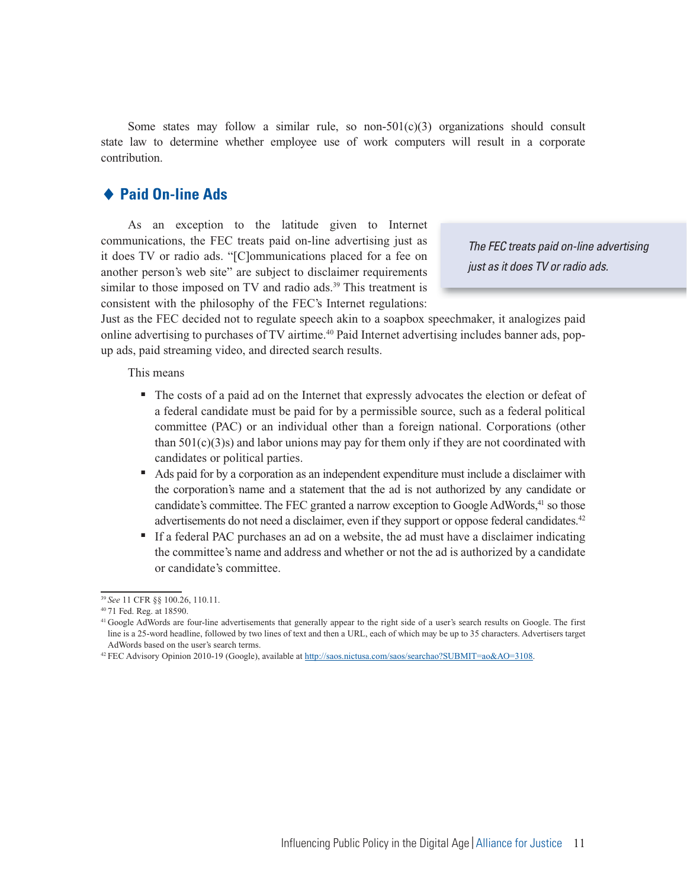Some states may follow a similar rule, so non-501(c)(3) organizations should consult state law to determine whether employee use of work computers will result in a corporate contribution.

## ♦ Paid On-line Ads

As an exception to the latitude given to Internet communications, the FEC treats paid on-line advertising just as it does TV or radio ads. "[C]ommunications placed for a fee on another person's web site" are subject to disclaimer requirements similar to those imposed on TV and radio ads.[39] This treatment is consistent with the philosophy of the FEC's Internet regulations: Just as the FEC decided not to regulate speech akin to a soapbox speechmaker, it analogizes paid online advertising to purchases of TV airtime.[40] Paid Internet advertising includes banner ads, pop-up ads, paid streaming video, and directed search results.

> *The FEC treats paid on-line advertising just as it does TV or radio ads.*

This means

- The costs of a paid ad on the Internet that expressly advocates the election or defeat of a federal candidate must be paid for by a permissible source, such as a federal political committee (PAC) or an individual other than a foreign national. Corporations (other than 501(c)(3)s) and labor unions may pay for them only if they are not coordinated with candidates or political parties.
- Ads paid for by a corporation as an independent expenditure must include a disclaimer with the corporation's name and a statement that the ad is not authorized by any candidate or candidate's committee. The FEC granted a narrow exception to Google AdWords,[41] so those advertisements do not need a disclaimer, even if they support or oppose federal candidates.[42]
- If a federal PAC purchases an ad on a website, the ad must have a disclaimer indicating the committee's name and address and whether or not the ad is authorized by a candidate or candidate's committee.

---

[39] *See* 11 CFR §§ 100.26, 110.11.

[40] 71 Fed. Reg. at 18590.

[41] Google AdWords are four-line advertisements that generally appear to the right side of a user's search results on Google. The first line is a 25-word headline, followed by two lines of text and then a URL, each of which may be up to 35 characters. Advertisers target AdWords based on the user's search terms.

[42] FEC Advisory Opinion 2010-19 (Google), available at http://saos.nictusa.com/saos/searchao?SUBMIT=ao&AO=3108.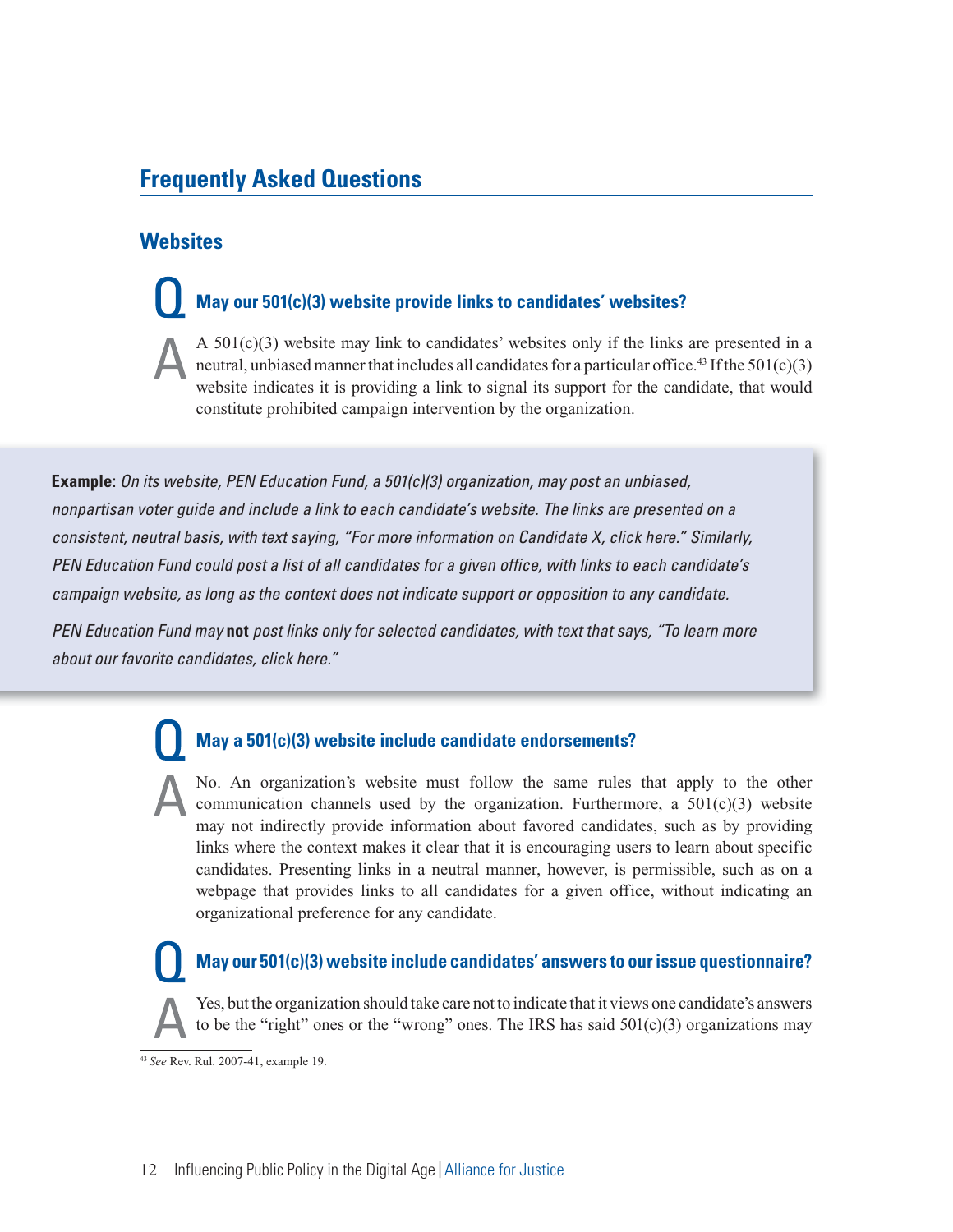## Frequently Asked Questions

### Websites

**Q May our 501(c)(3) website provide links to candidates' websites?**

**A** A 501(c)(3) website may link to candidates' websites only if the links are presented in a neutral, unbiased manner that includes all candidates for a particular office.[43] If the 501(c)(3) website indicates it is providing a link to signal its support for the candidate, that would constitute prohibited campaign intervention by the organization.

> **Example:** *On its website, PEN Education Fund, a 501(c)(3) organization, may post an unbiased, nonpartisan voter guide and include a link to each candidate's website. The links are presented on a consistent, neutral basis, with text saying, "For more information on Candidate X, click here." Similarly, PEN Education Fund could post a list of all candidates for a given office, with links to each candidate's campaign website, as long as the context does not indicate support or opposition to any candidate.*
>
> *PEN Education Fund may* **not** *post links only for selected candidates, with text that says, "To learn more about our favorite candidates, click here."*

**Q May a 501(c)(3) website include candidate endorsements?**

**A** No. An organization's website must follow the same rules that apply to the other communication channels used by the organization. Furthermore, a 501(c)(3) website may not indirectly provide information about favored candidates, such as by providing links where the context makes it clear that it is encouraging users to learn about specific candidates. Presenting links in a neutral manner, however, is permissible, such as on a webpage that provides links to all candidates for a given office, without indicating an organizational preference for any candidate.

**Q May our 501(c)(3) website include candidates' answers to our issue questionnaire?**

**A** Yes, but the organization should take care not to indicate that it views one candidate's answers to be the "right" ones or the "wrong" ones. The IRS has said 501(c)(3) organizations may

---

[43] *See* Rev. Rul. 2007-41, example 19.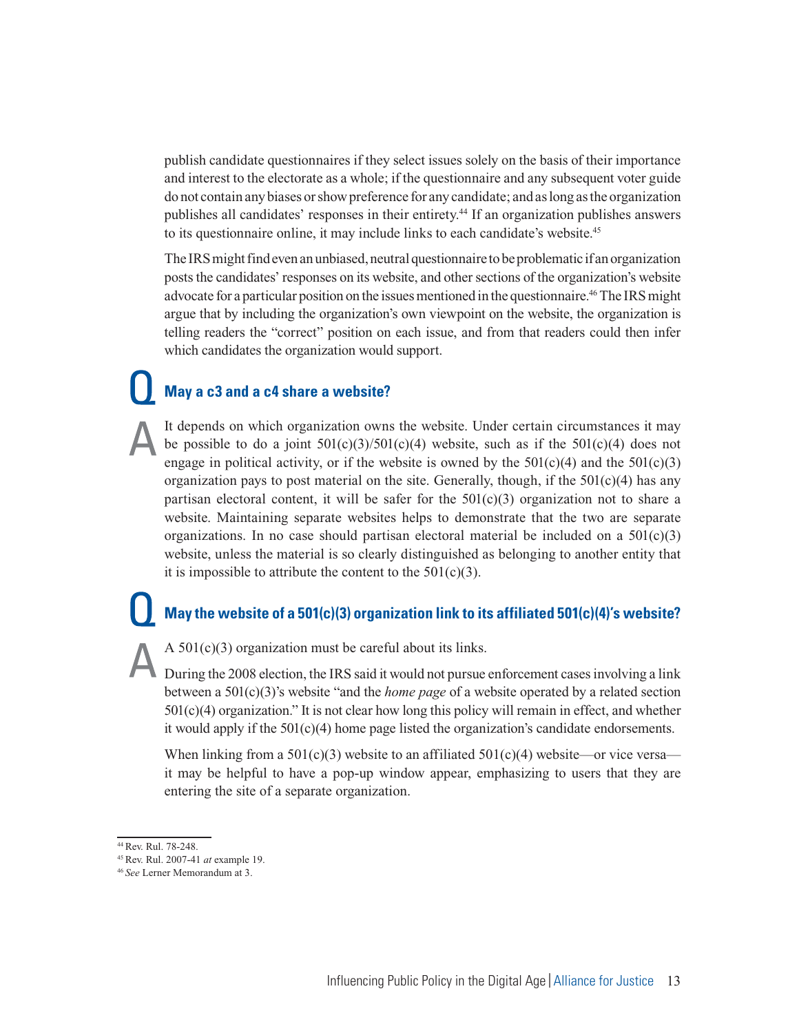publish candidate questionnaires if they select issues solely on the basis of their importance and interest to the electorate as a whole; if the questionnaire and any subsequent voter guide do not contain any biases or show preference for any candidate; and as long as the organization publishes all candidates' responses in their entirety.[44] If an organization publishes answers to its questionnaire online, it may include links to each candidate's website.[45]

The IRS might find even an unbiased, neutral questionnaire to be problematic if an organization posts the candidates' responses on its website, and other sections of the organization's website advocate for a particular position on the issues mentioned in the questionnaire.[46] The IRS might argue that by including the organization's own viewpoint on the website, the organization is telling readers the "correct" position on each issue, and from that readers could then infer which candidates the organization would support.

## Q May a c3 and a c4 share a website?

**A** It depends on which organization owns the website. Under certain circumstances it may be possible to do a joint 501(c)(3)/501(c)(4) website, such as if the 501(c)(4) does not engage in political activity, or if the website is owned by the 501(c)(4) and the 501(c)(3) organization pays to post material on the site. Generally, though, if the 501(c)(4) has any partisan electoral content, it will be safer for the 501(c)(3) organization not to share a website. Maintaining separate websites helps to demonstrate that the two are separate organizations. In no case should partisan electoral material be included on a 501(c)(3) website, unless the material is so clearly distinguished as belonging to another entity that it is impossible to attribute the content to the 501(c)(3).

## Q May the website of a 501(c)(3) organization link to its affiliated 501(c)(4)'s website?

**A** A 501(c)(3) organization must be careful about its links.

During the 2008 election, the IRS said it would not pursue enforcement cases involving a link between a 501(c)(3)'s website "and the *home page* of a website operated by a related section 501(c)(4) organization." It is not clear how long this policy will remain in effect, and whether it would apply if the 501(c)(4) home page listed the organization's candidate endorsements.

When linking from a 501(c)(3) website to an affiliated 501(c)(4) website—or vice versa—it may be helpful to have a pop-up window appear, emphasizing to users that they are entering the site of a separate organization.

---

[44] Rev. Rul. 78-248.

[45] Rev. Rul. 2007-41 *at* example 19.

[46] *See* Lerner Memorandum at 3.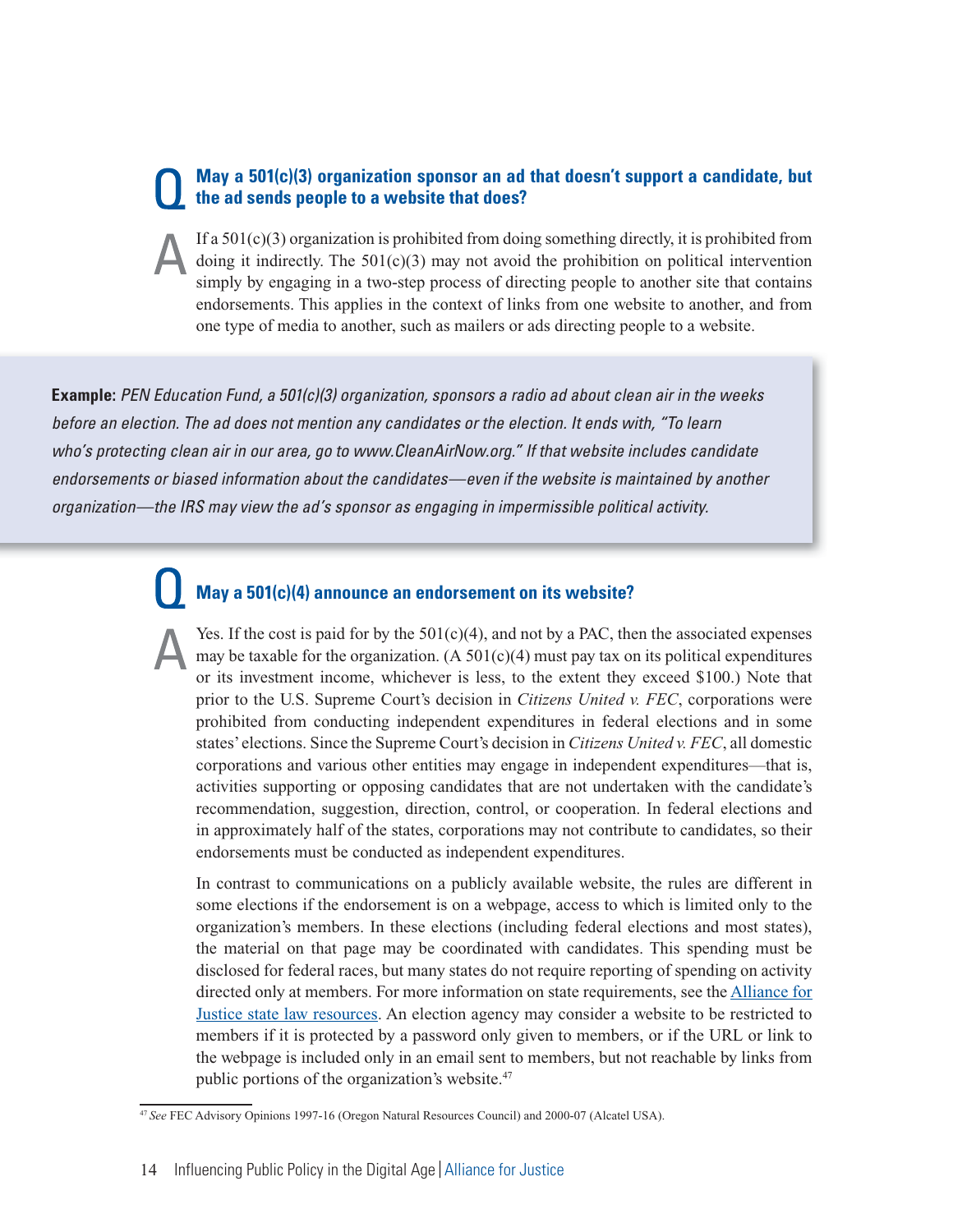## Q May a 501(c)(3) organization sponsor an ad that doesn't support a candidate, but the ad sends people to a website that does?

**A** If a 501(c)(3) organization is prohibited from doing something directly, it is prohibited from doing it indirectly. The 501(c)(3) may not avoid the prohibition on political intervention simply by engaging in a two-step process of directing people to another site that contains endorsements. This applies in the context of links from one website to another, and from one type of media to another, such as mailers or ads directing people to a website.

> **Example:** *PEN Education Fund, a 501(c)(3) organization, sponsors a radio ad about clean air in the weeks before an election. The ad does not mention any candidates or the election. It ends with, "To learn who's protecting clean air in our area, go to www.CleanAirNow.org." If that website includes candidate endorsements or biased information about the candidates—even if the website is maintained by another organization—the IRS may view the ad's sponsor as engaging in impermissible political activity.*

## Q May a 501(c)(4) announce an endorsement on its website?

**A** Yes. If the cost is paid for by the 501(c)(4), and not by a PAC, then the associated expenses may be taxable for the organization. (A 501(c)(4) must pay tax on its political expenditures or its investment income, whichever is less, to the extent they exceed $100.) Note that prior to the U.S. Supreme Court's decision in *Citizens United v. FEC*, corporations were prohibited from conducting independent expenditures in federal elections and in some states' elections. Since the Supreme Court's decision in *Citizens United v. FEC*, all domestic corporations and various other entities may engage in independent expenditures—that is, activities supporting or opposing candidates that are not undertaken with the candidate's recommendation, suggestion, direction, control, or cooperation. In federal elections and in approximately half of the states, corporations may not contribute to candidates, so their endorsements must be conducted as independent expenditures.

In contrast to communications on a publicly available website, the rules are different in some elections if the endorsement is on a webpage, access to which is limited only to the organization's members. In these elections (including federal elections and most states), the material on that page may be coordinated with candidates. This spending must be disclosed for federal races, but many states do not require reporting of spending on activity directed only at members. For more information on state requirements, see the [Alliance for Justice state law resources](). An election agency may consider a website to be restricted to members if it is protected by a password only given to members, or if the URL or link to the webpage is included only in an email sent to members, but not reachable by links from public portions of the organization's website.[47]

---

[47] *See* FEC Advisory Opinions 1997-16 (Oregon Natural Resources Council) and 2000-07 (Alcatel USA).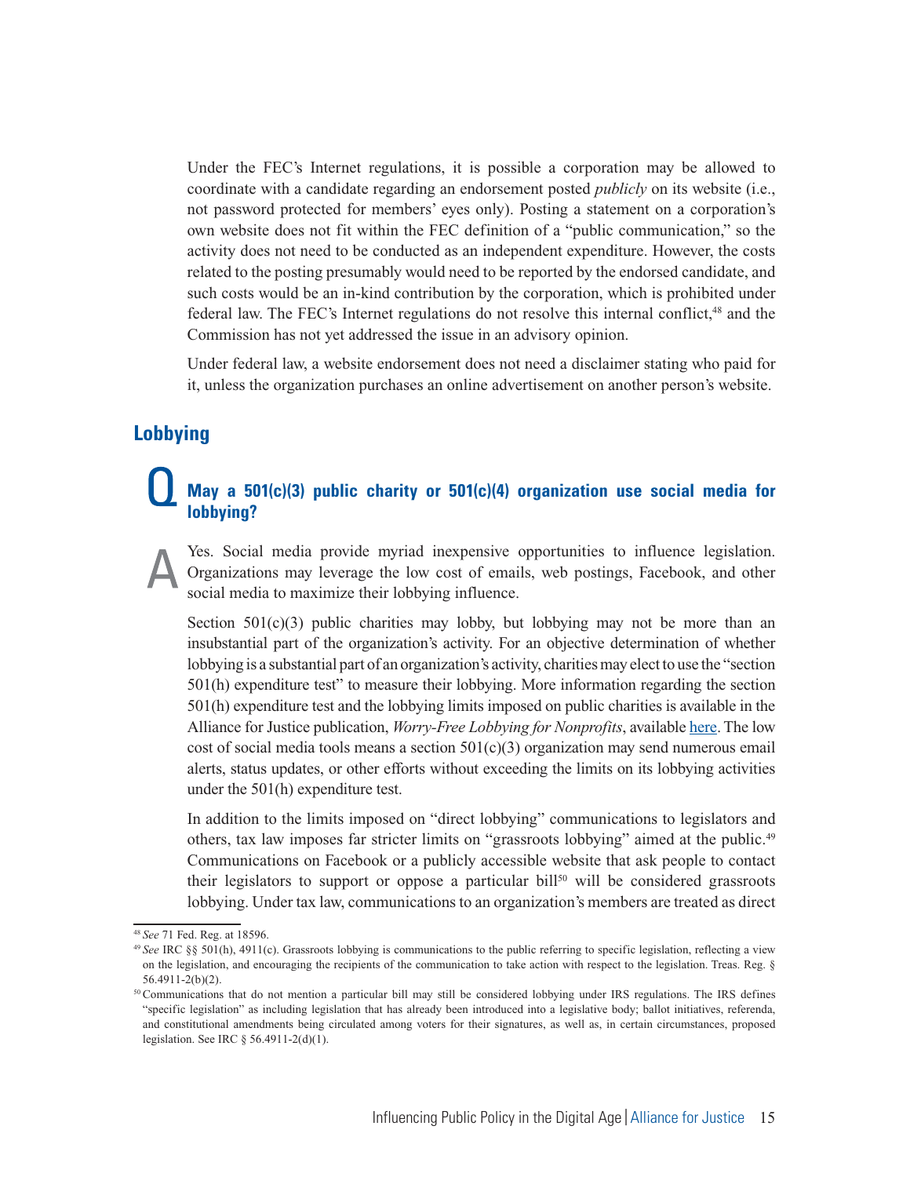Under the FEC's Internet regulations, it is possible a corporation may be allowed to coordinate with a candidate regarding an endorsement posted *publicly* on its website (i.e., not password protected for members' eyes only). Posting a statement on a corporation's own website does not fit within the FEC definition of a "public communication," so the activity does not need to be conducted as an independent expenditure. However, the costs related to the posting presumably would need to be reported by the endorsed candidate, and such costs would be an in-kind contribution by the corporation, which is prohibited under federal law. The FEC's Internet regulations do not resolve this internal conflict,[48] and the Commission has not yet addressed the issue in an advisory opinion.

Under federal law, a website endorsement does not need a disclaimer stating who paid for it, unless the organization purchases an online advertisement on another person's website.

## Lobbying

### Q May a 501(c)(3) public charity or 501(c)(4) organization use social media for lobbying?

A Yes. Social media provide myriad inexpensive opportunities to influence legislation. Organizations may leverage the low cost of emails, web postings, Facebook, and other social media to maximize their lobbying influence.

Section 501(c)(3) public charities may lobby, but lobbying may not be more than an insubstantial part of the organization's activity. For an objective determination of whether lobbying is a substantial part of an organization's activity, charities may elect to use the "section 501(h) expenditure test" to measure their lobbying. More information regarding the section 501(h) expenditure test and the lobbying limits imposed on public charities is available in the Alliance for Justice publication, *Worry-Free Lobbying for Nonprofits*, available here. The low cost of social media tools means a section 501(c)(3) organization may send numerous email alerts, status updates, or other efforts without exceeding the limits on its lobbying activities under the 501(h) expenditure test.

In addition to the limits imposed on "direct lobbying" communications to legislators and others, tax law imposes far stricter limits on "grassroots lobbying" aimed at the public.[49] Communications on Facebook or a publicly accessible website that ask people to contact their legislators to support or oppose a particular bill[50] will be considered grassroots lobbying. Under tax law, communications to an organization's members are treated as direct

---

[48] *See* 71 Fed. Reg. at 18596.

[49] *See* IRC §§ 501(h), 4911(c). Grassroots lobbying is communications to the public referring to specific legislation, reflecting a view on the legislation, and encouraging the recipients of the communication to take action with respect to the legislation. Treas. Reg. § 56.4911-2(b)(2).

[50] Communications that do not mention a particular bill may still be considered lobbying under IRS regulations. The IRS defines "specific legislation" as including legislation that has already been introduced into a legislative body; ballot initiatives, referenda, and constitutional amendments being circulated among voters for their signatures, as well as, in certain circumstances, proposed legislation. See IRC § 56.4911-2(d)(1).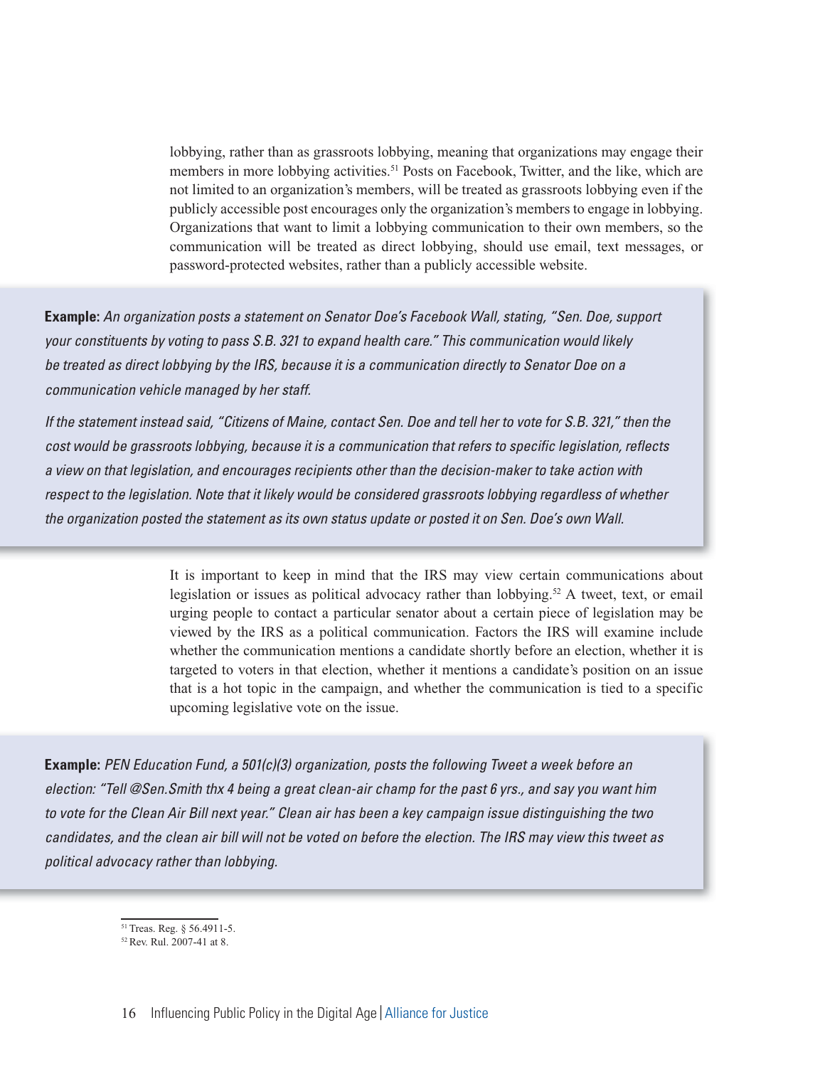lobbying, rather than as grassroots lobbying, meaning that organizations may engage their members in more lobbying activities.[51] Posts on Facebook, Twitter, and the like, which are not limited to an organization's members, will be treated as grassroots lobbying even if the publicly accessible post encourages only the organization's members to engage in lobbying. Organizations that want to limit a lobbying communication to their own members, so the communication will be treated as direct lobbying, should use email, text messages, or password-protected websites, rather than a publicly accessible website.

**Example:** *An organization posts a statement on Senator Doe's Facebook Wall, stating, "Sen. Doe, support your constituents by voting to pass S.B. 321 to expand health care." This communication would likely be treated as direct lobbying by the IRS, because it is a communication directly to Senator Doe on a communication vehicle managed by her staff.*

*If the statement instead said, "Citizens of Maine, contact Sen. Doe and tell her to vote for S.B. 321," then the cost would be grassroots lobbying, because it is a communication that refers to specific legislation, reflects a view on that legislation, and encourages recipients other than the decision-maker to take action with respect to the legislation. Note that it likely would be considered grassroots lobbying regardless of whether the organization posted the statement as its own status update or posted it on Sen. Doe's own Wall.*

It is important to keep in mind that the IRS may view certain communications about legislation or issues as political advocacy rather than lobbying.[52] A tweet, text, or email urging people to contact a particular senator about a certain piece of legislation may be viewed by the IRS as a political communication. Factors the IRS will examine include whether the communication mentions a candidate shortly before an election, whether it is targeted to voters in that election, whether it mentions a candidate's position on an issue that is a hot topic in the campaign, and whether the communication is tied to a specific upcoming legislative vote on the issue.

**Example:** *PEN Education Fund, a 501(c)(3) organization, posts the following Tweet a week before an election: "Tell @Sen.Smith thx 4 being a great clean-air champ for the past 6 yrs., and say you want him to vote for the Clean Air Bill next year." Clean air has been a key campaign issue distinguishing the two candidates, and the clean air bill will not be voted on before the election. The IRS may view this tweet as political advocacy rather than lobbying.*

---

[51] Treas. Reg. § 56.4911-5.

[52] Rev. Rul. 2007-41 at 8.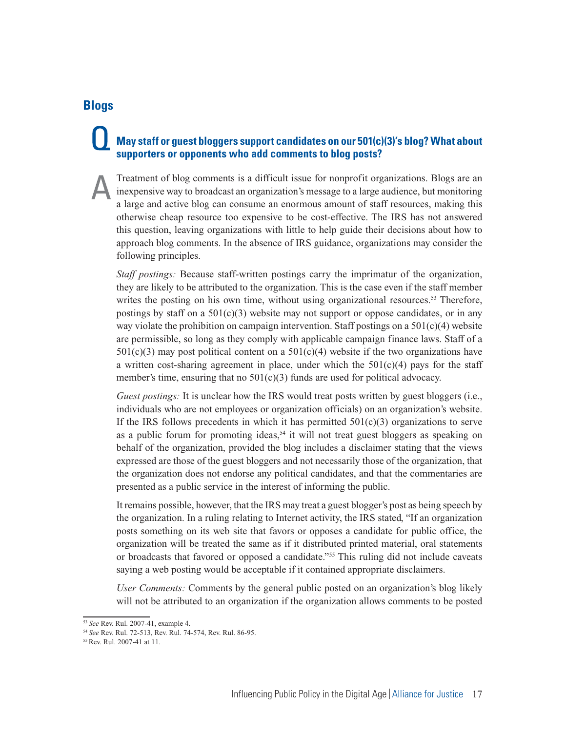## Blogs

**Q May staff or guest bloggers support candidates on our 501(c)(3)'s blog? What about supporters or opponents who add comments to blog posts?**

**A** Treatment of blog comments is a difficult issue for nonprofit organizations. Blogs are an inexpensive way to broadcast an organization's message to a large audience, but monitoring a large and active blog can consume an enormous amount of staff resources, making this otherwise cheap resource too expensive to be cost-effective. The IRS has not answered this question, leaving organizations with little to help guide their decisions about how to approach blog comments. In the absence of IRS guidance, organizations may consider the following principles.

*Staff postings:* Because staff-written postings carry the imprimatur of the organization, they are likely to be attributed to the organization. This is the case even if the staff member writes the posting on his own time, without using organizational resources.[53] Therefore, postings by staff on a 501(c)(3) website may not support or oppose candidates, or in any way violate the prohibition on campaign intervention. Staff postings on a 501(c)(4) website are permissible, so long as they comply with applicable campaign finance laws. Staff of a 501(c)(3) may post political content on a 501(c)(4) website if the two organizations have a written cost-sharing agreement in place, under which the 501(c)(4) pays for the staff member's time, ensuring that no 501(c)(3) funds are used for political advocacy.

*Guest postings:* It is unclear how the IRS would treat posts written by guest bloggers (i.e., individuals who are not employees or organization officials) on an organization's website. If the IRS follows precedents in which it has permitted 501(c)(3) organizations to serve as a public forum for promoting ideas,[54] it will not treat guest bloggers as speaking on behalf of the organization, provided the blog includes a disclaimer stating that the views expressed are those of the guest bloggers and not necessarily those of the organization, that the organization does not endorse any political candidates, and that the commentaries are presented as a public service in the interest of informing the public.

It remains possible, however, that the IRS may treat a guest blogger's post as being speech by the organization. In a ruling relating to Internet activity, the IRS stated, "If an organization posts something on its web site that favors or opposes a candidate for public office, the organization will be treated the same as if it distributed printed material, oral statements or broadcasts that favored or opposed a candidate."[55] This ruling did not include caveats saying a web posting would be acceptable if it contained appropriate disclaimers.

*User Comments:* Comments by the general public posted on an organization's blog likely will not be attributed to an organization if the organization allows comments to be posted

---

[53] *See* Rev. Rul. 2007-41, example 4.

[54] *See* Rev. Rul. 72-513, Rev. Rul. 74-574, Rev. Rul. 86-95.

[55] Rev. Rul. 2007-41 at 11.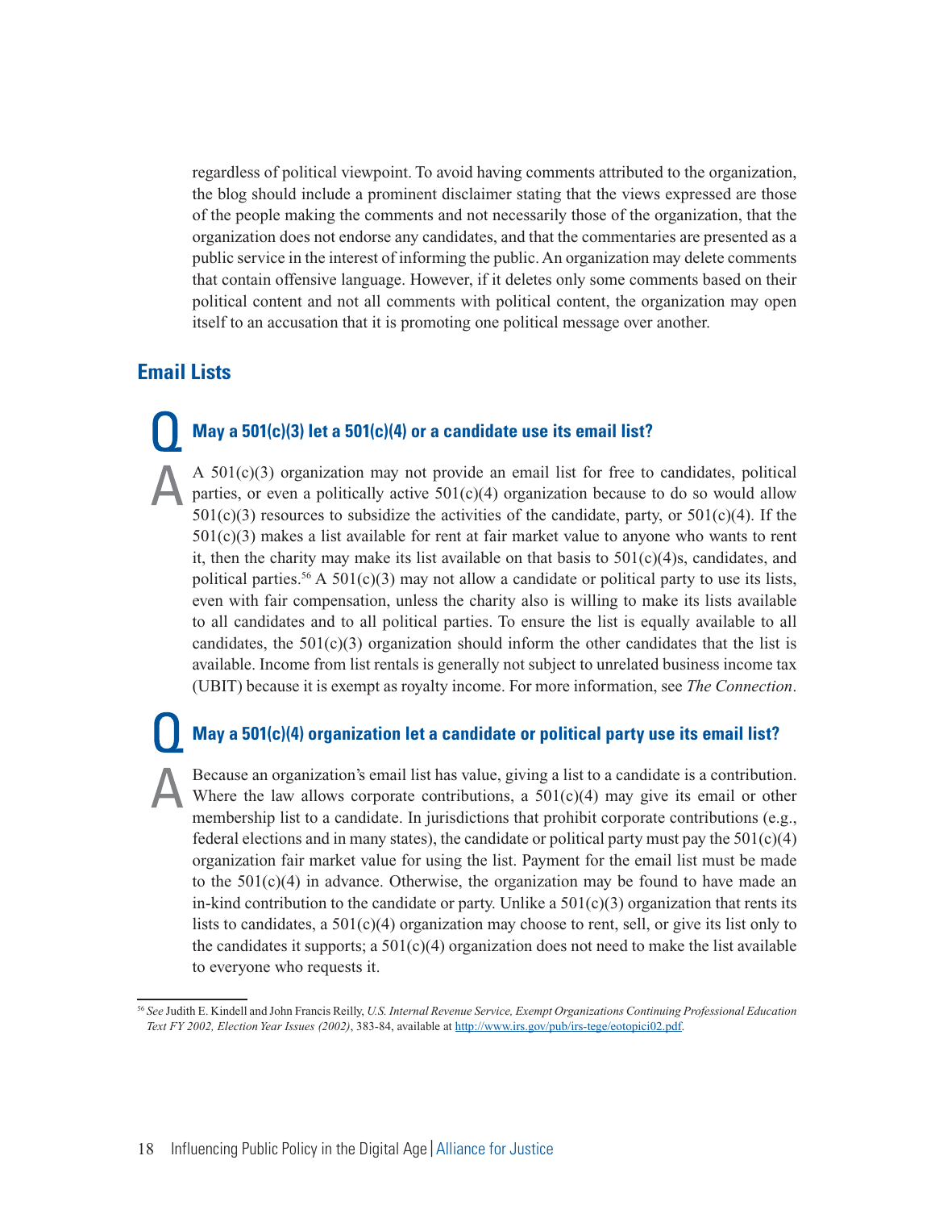regardless of political viewpoint. To avoid having comments attributed to the organization, the blog should include a prominent disclaimer stating that the views expressed are those of the people making the comments and not necessarily those of the organization, that the organization does not endorse any candidates, and that the commentaries are presented as a public service in the interest of informing the public. An organization may delete comments that contain offensive language. However, if it deletes only some comments based on their political content and not all comments with political content, the organization may open itself to an accusation that it is promoting one political message over another.

## Email Lists

**Q May a 501(c)(3) let a 501(c)(4) or a candidate use its email list?**

**A** A 501(c)(3) organization may not provide an email list for free to candidates, political parties, or even a politically active 501(c)(4) organization because to do so would allow 501(c)(3) resources to subsidize the activities of the candidate, party, or 501(c)(4). If the 501(c)(3) makes a list available for rent at fair market value to anyone who wants to rent it, then the charity may make its list available on that basis to 501(c)(4)s, candidates, and political parties.[56] A 501(c)(3) may not allow a candidate or political party to use its lists, even with fair compensation, unless the charity also is willing to make its lists available to all candidates and to all political parties. To ensure the list is equally available to all candidates, the 501(c)(3) organization should inform the other candidates that the list is available. Income from list rentals is generally not subject to unrelated business income tax (UBIT) because it is exempt as royalty income. For more information, see *The Connection*.

**Q May a 501(c)(4) organization let a candidate or political party use its email list?**

**A** Because an organization's email list has value, giving a list to a candidate is a contribution. Where the law allows corporate contributions, a 501(c)(4) may give its email or other membership list to a candidate. In jurisdictions that prohibit corporate contributions (e.g., federal elections and in many states), the candidate or political party must pay the 501(c)(4) organization fair market value for using the list. Payment for the email list must be made to the 501(c)(4) in advance. Otherwise, the organization may be found to have made an in-kind contribution to the candidate or party. Unlike a 501(c)(3) organization that rents its lists to candidates, a 501(c)(4) organization may choose to rent, sell, or give its list only to the candidates it supports; a 501(c)(4) organization does not need to make the list available to everyone who requests it.

---

[56] *See* Judith E. Kindell and John Francis Reilly, *U.S. Internal Revenue Service, Exempt Organizations Continuing Professional Education Text FY 2002, Election Year Issues (2002)*, 383-84, available at http://www.irs.gov/pub/irs-tege/eotopici02.pdf.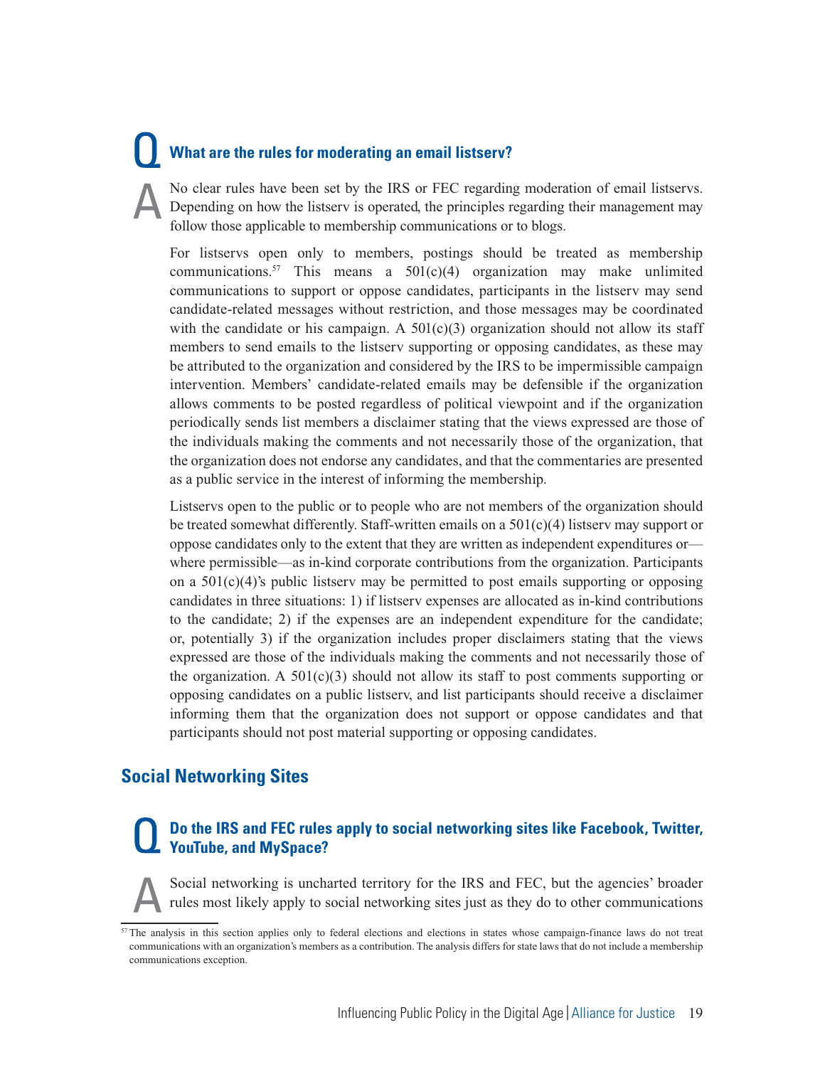**Q What are the rules for moderating an email listserv?**

**A** No clear rules have been set by the IRS or FEC regarding moderation of email listservs. Depending on how the listserv is operated, the principles regarding their management may follow those applicable to membership communications or to blogs.

For listservs open only to members, postings should be treated as membership communications.[57] This means a 501(c)(4) organization may make unlimited communications to support or oppose candidates, participants in the listserv may send candidate-related messages without restriction, and those messages may be coordinated with the candidate or his campaign. A 501(c)(3) organization should not allow its staff members to send emails to the listserv supporting or opposing candidates, as these may be attributed to the organization and considered by the IRS to be impermissible campaign intervention. Members' candidate-related emails may be defensible if the organization allows comments to be posted regardless of political viewpoint and if the organization periodically sends list members a disclaimer stating that the views expressed are those of the individuals making the comments and not necessarily those of the organization, that the organization does not endorse any candidates, and that the commentaries are presented as a public service in the interest of informing the membership.

Listservs open to the public or to people who are not members of the organization should be treated somewhat differently. Staff-written emails on a 501(c)(4) listserv may support or oppose candidates only to the extent that they are written as independent expenditures or—where permissible—as in-kind corporate contributions from the organization. Participants on a 501(c)(4)'s public listserv may be permitted to post emails supporting or opposing candidates in three situations: 1) if listserv expenses are allocated as in-kind contributions to the candidate; 2) if the expenses are an independent expenditure for the candidate; or, potentially 3) if the organization includes proper disclaimers stating that the views expressed are those of the individuals making the comments and not necessarily those of the organization. A 501(c)(3) should not allow its staff to post comments supporting or opposing candidates on a public listserv, and list participants should receive a disclaimer informing them that the organization does not support or oppose candidates and that participants should not post material supporting or opposing candidates.

## Social Networking Sites

**Q Do the IRS and FEC rules apply to social networking sites like Facebook, Twitter, YouTube, and MySpace?**

**A** Social networking is uncharted territory for the IRS and FEC, but the agencies' broader rules most likely apply to social networking sites just as they do to other communications

[57] The analysis in this section applies only to federal elections and elections in states whose campaign-finance laws do not treat communications with an organization's members as a contribution. The analysis differs for state laws that do not include a membership communications exception.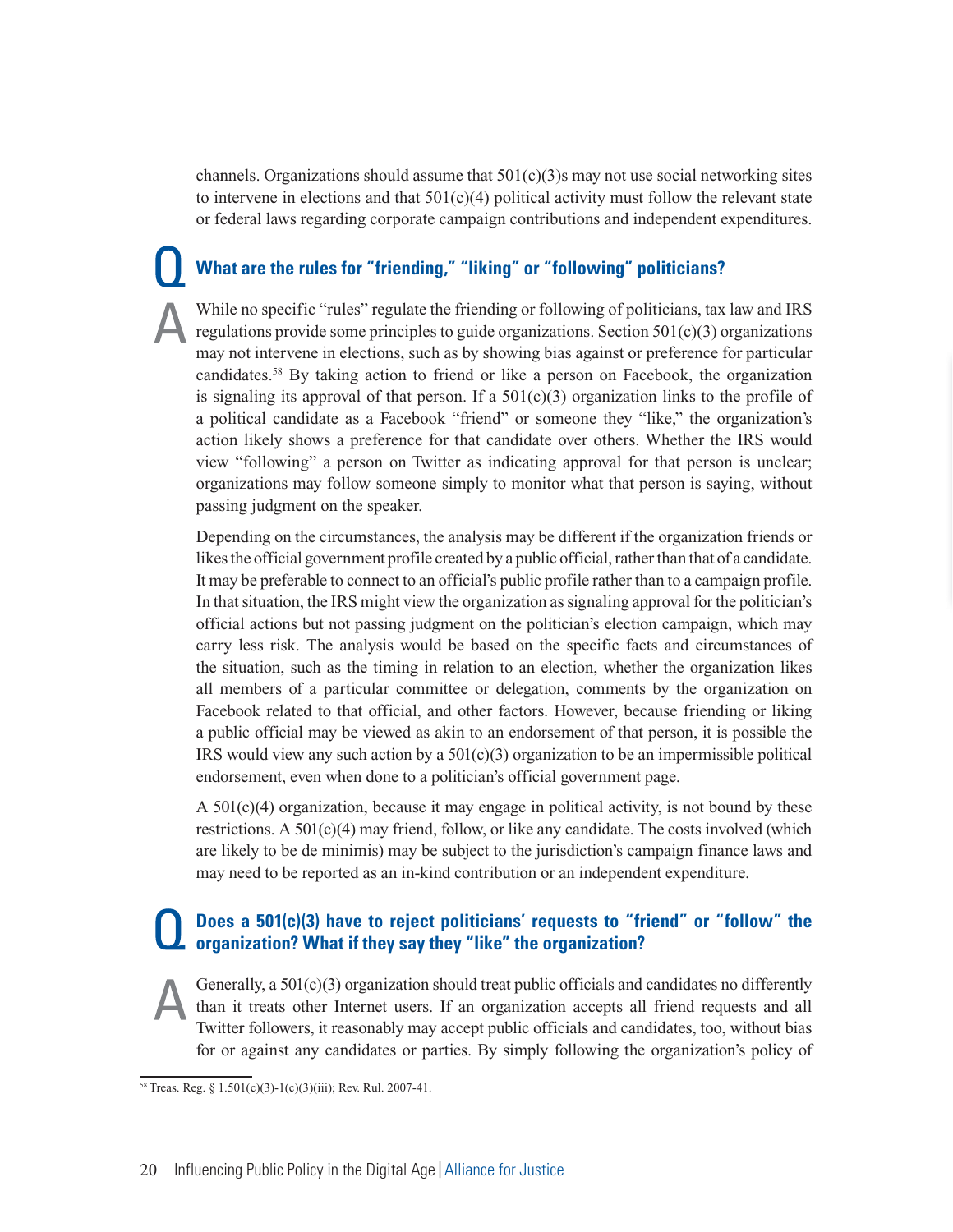channels. Organizations should assume that 501(c)(3)s may not use social networking sites to intervene in elections and that 501(c)(4) political activity must follow the relevant state or federal laws regarding corporate campaign contributions and independent expenditures.

### Q What are the rules for "friending," "liking" or "following" politicians?

**A** While no specific "rules" regulate the friending or following of politicians, tax law and IRS regulations provide some principles to guide organizations. Section 501(c)(3) organizations may not intervene in elections, such as by showing bias against or preference for particular candidates.[58] By taking action to friend or like a person on Facebook, the organization is signaling its approval of that person. If a 501(c)(3) organization links to the profile of a political candidate as a Facebook "friend" or someone they "like," the organization's action likely shows a preference for that candidate over others. Whether the IRS would view "following" a person on Twitter as indicating approval for that person is unclear; organizations may follow someone simply to monitor what that person is saying, without passing judgment on the speaker.

Depending on the circumstances, the analysis may be different if the organization friends or likes the official government profile created by a public official, rather than that of a candidate. It may be preferable to connect to an official's public profile rather than to a campaign profile. In that situation, the IRS might view the organization as signaling approval for the politician's official actions but not passing judgment on the politician's election campaign, which may carry less risk. The analysis would be based on the specific facts and circumstances of the situation, such as the timing in relation to an election, whether the organization likes all members of a particular committee or delegation, comments by the organization on Facebook related to that official, and other factors. However, because friending or liking a public official may be viewed as akin to an endorsement of that person, it is possible the IRS would view any such action by a 501(c)(3) organization to be an impermissible political endorsement, even when done to a politician's official government page.

A 501(c)(4) organization, because it may engage in political activity, is not bound by these restrictions. A 501(c)(4) may friend, follow, or like any candidate. The costs involved (which are likely to be de minimis) may be subject to the jurisdiction's campaign finance laws and may need to be reported as an in-kind contribution or an independent expenditure.

### Q Does a 501(c)(3) have to reject politicians' requests to "friend" or "follow" the organization? What if they say they "like" the organization?

**A** Generally, a 501(c)(3) organization should treat public officials and candidates no differently than it treats other Internet users. If an organization accepts all friend requests and all Twitter followers, it reasonably may accept public officials and candidates, too, without bias for or against any candidates or parties. By simply following the organization's policy of

[58] Treas. Reg. § 1.501(c)(3)-1(c)(3)(iii); Rev. Rul. 2007-41.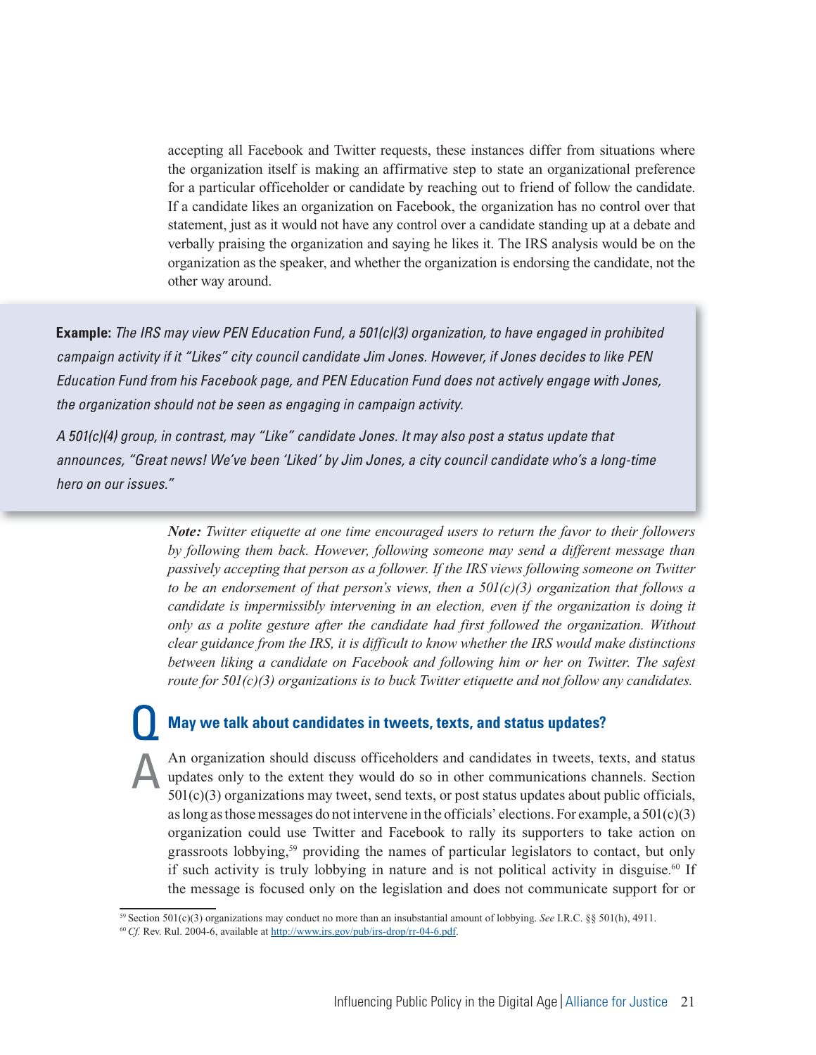accepting all Facebook and Twitter requests, these instances differ from situations where the organization itself is making an affirmative step to state an organizational preference for a particular officeholder or candidate by reaching out to friend of follow the candidate. If a candidate likes an organization on Facebook, the organization has no control over that statement, just as it would not have any control over a candidate standing up at a debate and verbally praising the organization and saying he likes it. The IRS analysis would be on the organization as the speaker, and whether the organization is endorsing the candidate, not the other way around.

> **Example:** *The IRS may view PEN Education Fund, a 501(c)(3) organization, to have engaged in prohibited campaign activity if it "Likes" city council candidate Jim Jones. However, if Jones decides to like PEN Education Fund from his Facebook page, and PEN Education Fund does not actively engage with Jones, the organization should not be seen as engaging in campaign activity.*
>
> *A 501(c)(4) group, in contrast, may "Like" candidate Jones. It may also post a status update that announces, "Great news! We've been 'Liked' by Jim Jones, a city council candidate who's a long-time hero on our issues."*

***Note:*** *Twitter etiquette at one time encouraged users to return the favor to their followers by following them back. However, following someone may send a different message than passively accepting that person as a follower. If the IRS views following someone on Twitter to be an endorsement of that person's views, then a 501(c)(3) organization that follows a candidate is impermissibly intervening in an election, even if the organization is doing it only as a polite gesture after the candidate had first followed the organization. Without clear guidance from the IRS, it is difficult to know whether the IRS would make distinctions between liking a candidate on Facebook and following him or her on Twitter. The safest route for 501(c)(3) organizations is to buck Twitter etiquette and not follow any candidates.*

## Q May we talk about candidates in tweets, texts, and status updates?

**A** An organization should discuss officeholders and candidates in tweets, texts, and status updates only to the extent they would do so in other communications channels. Section 501(c)(3) organizations may tweet, send texts, or post status updates about public officials, as long as those messages do not intervene in the officials' elections. For example, a 501(c)(3) organization could use Twitter and Facebook to rally its supporters to take action on grassroots lobbying,[59] providing the names of particular legislators to contact, but only if such activity is truly lobbying in nature and is not political activity in disguise.[60] If the message is focused only on the legislation and does not communicate support for or

---

[59] Section 501(c)(3) organizations may conduct no more than an insubstantial amount of lobbying. *See* I.R.C. §§ 501(h), 4911.

[60] *Cf.* Rev. Rul. 2004-6, available at http://www.irs.gov/pub/irs-drop/rr-04-6.pdf.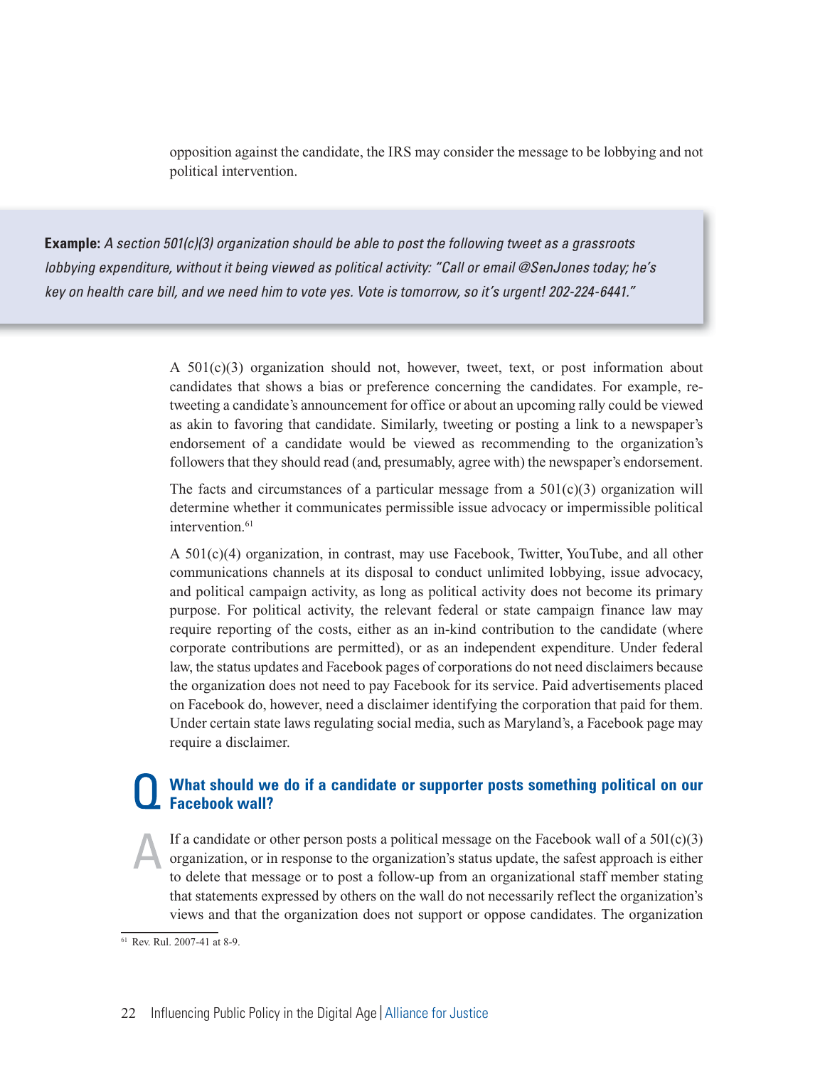opposition against the candidate, the IRS may consider the message to be lobbying and not political intervention.

> **Example:** *A section 501(c)(3) organization should be able to post the following tweet as a grassroots lobbying expenditure, without it being viewed as political activity: "Call or email @SenJones today; he's key on health care bill, and we need him to vote yes. Vote is tomorrow, so it's urgent! 202-224-6441."*

A 501(c)(3) organization should not, however, tweet, text, or post information about candidates that shows a bias or preference concerning the candidates. For example, re-tweeting a candidate's announcement for office or about an upcoming rally could be viewed as akin to favoring that candidate. Similarly, tweeting or posting a link to a newspaper's endorsement of a candidate would be viewed as recommending to the organization's followers that they should read (and, presumably, agree with) the newspaper's endorsement.

The facts and circumstances of a particular message from a 501(c)(3) organization will determine whether it communicates permissible issue advocacy or impermissible political intervention.[61]

A 501(c)(4) organization, in contrast, may use Facebook, Twitter, YouTube, and all other communications channels at its disposal to conduct unlimited lobbying, issue advocacy, and political campaign activity, as long as political activity does not become its primary purpose. For political activity, the relevant federal or state campaign finance law may require reporting of the costs, either as an in-kind contribution to the candidate (where corporate contributions are permitted), or as an independent expenditure. Under federal law, the status updates and Facebook pages of corporations do not need disclaimers because the organization does not need to pay Facebook for its service. Paid advertisements placed on Facebook do, however, need a disclaimer identifying the corporation that paid for them. Under certain state laws regulating social media, such as Maryland's, a Facebook page may require a disclaimer.

## Q What should we do if a candidate or supporter posts something political on our Facebook wall?

**A** If a candidate or other person posts a political message on the Facebook wall of a 501(c)(3) organization, or in response to the organization's status update, the safest approach is either to delete that message or to post a follow-up from an organizational staff member stating that statements expressed by others on the wall do not necessarily reflect the organization's views and that the organization does not support or oppose candidates. The organization

[61] Rev. Rul. 2007-41 at 8-9.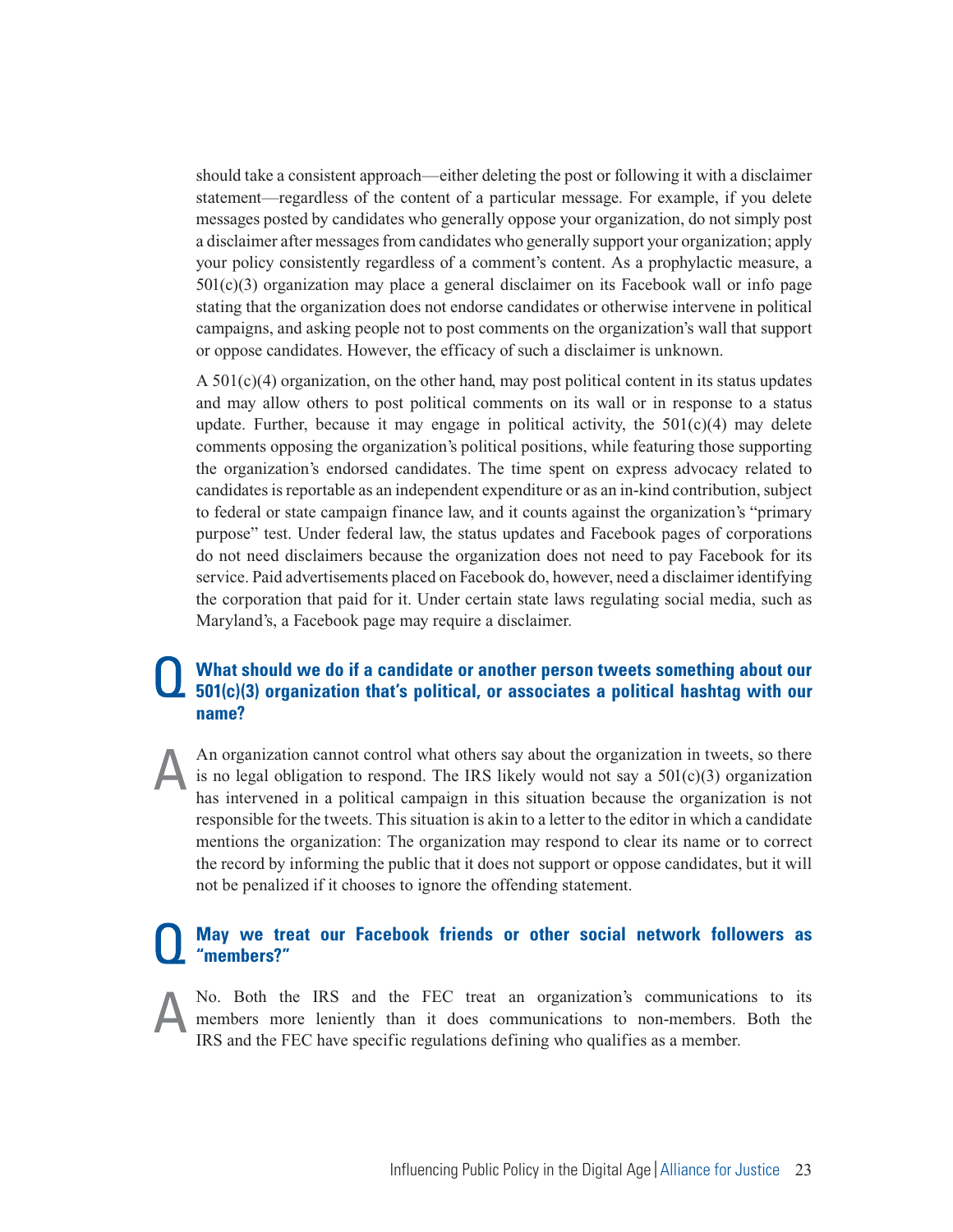should take a consistent approach—either deleting the post or following it with a disclaimer statement—regardless of the content of a particular message. For example, if you delete messages posted by candidates who generally oppose your organization, do not simply post a disclaimer after messages from candidates who generally support your organization; apply your policy consistently regardless of a comment's content. As a prophylactic measure, a 501(c)(3) organization may place a general disclaimer on its Facebook wall or info page stating that the organization does not endorse candidates or otherwise intervene in political campaigns, and asking people not to post comments on the organization's wall that support or oppose candidates. However, the efficacy of such a disclaimer is unknown.

A 501(c)(4) organization, on the other hand, may post political content in its status updates and may allow others to post political comments on its wall or in response to a status update. Further, because it may engage in political activity, the 501(c)(4) may delete comments opposing the organization's political positions, while featuring those supporting the organization's endorsed candidates. The time spent on express advocacy related to candidates is reportable as an independent expenditure or as an in-kind contribution, subject to federal or state campaign finance law, and it counts against the organization's "primary purpose" test. Under federal law, the status updates and Facebook pages of corporations do not need disclaimers because the organization does not need to pay Facebook for its service. Paid advertisements placed on Facebook do, however, need a disclaimer identifying the corporation that paid for it. Under certain state laws regulating social media, such as Maryland's, a Facebook page may require a disclaimer.

## Q What should we do if a candidate or another person tweets something about our 501(c)(3) organization that's political, or associates a political hashtag with our name?

**A** An organization cannot control what others say about the organization in tweets, so there is no legal obligation to respond. The IRS likely would not say a 501(c)(3) organization has intervened in a political campaign in this situation because the organization is not responsible for the tweets. This situation is akin to a letter to the editor in which a candidate mentions the organization: The organization may respond to clear its name or to correct the record by informing the public that it does not support or oppose candidates, but it will not be penalized if it chooses to ignore the offending statement.

## Q May we treat our Facebook friends or other social network followers as "members?"

**A** No. Both the IRS and the FEC treat an organization's communications to its members more leniently than it does communications to non-members. Both the IRS and the FEC have specific regulations defining who qualifies as a member.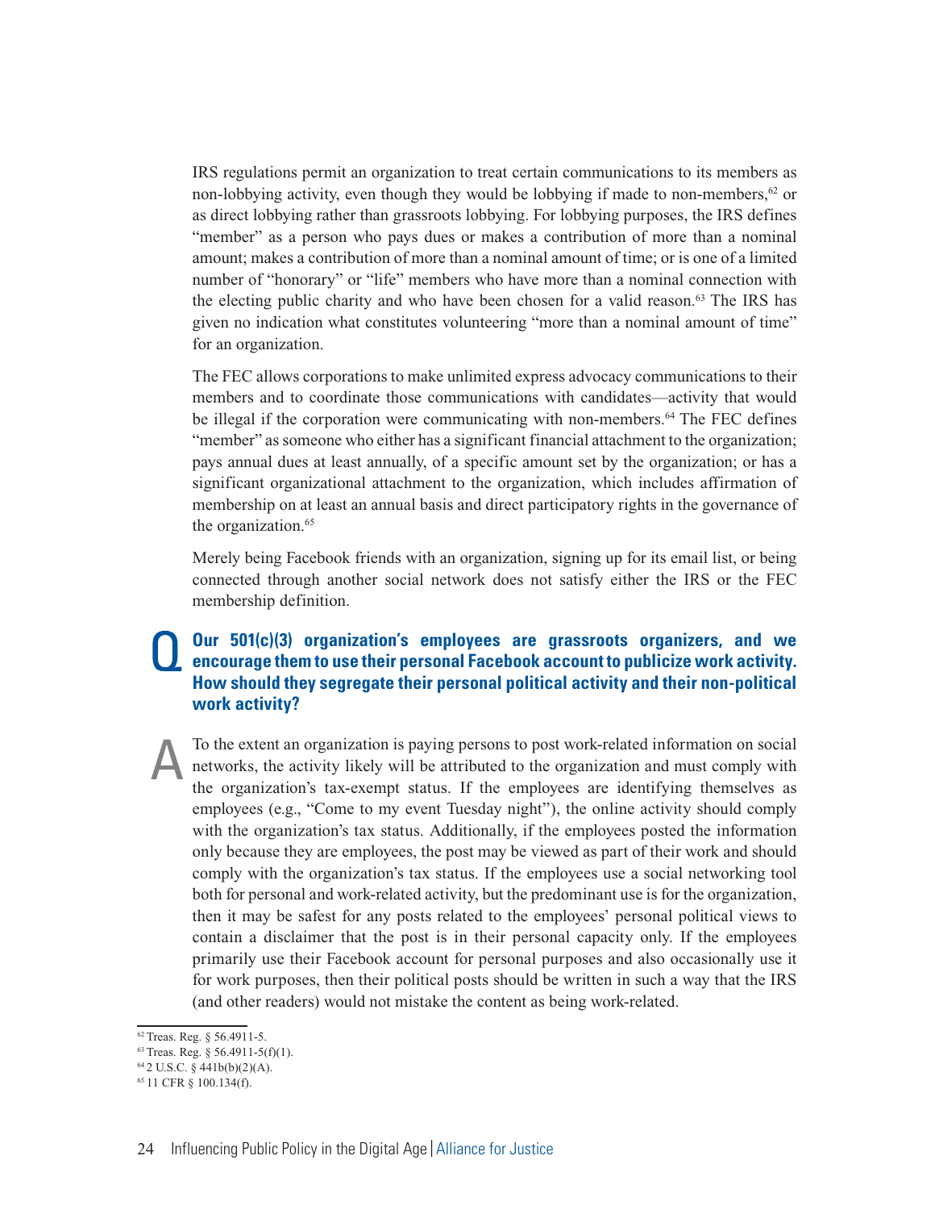IRS regulations permit an organization to treat certain communications to its members as non-lobbying activity, even though they would be lobbying if made to non-members,[62] or as direct lobbying rather than grassroots lobbying. For lobbying purposes, the IRS defines "member" as a person who pays dues or makes a contribution of more than a nominal amount; makes a contribution of more than a nominal amount of time; or is one of a limited number of "honorary" or "life" members who have more than a nominal connection with the electing public charity and who have been chosen for a valid reason.[63] The IRS has given no indication what constitutes volunteering "more than a nominal amount of time" for an organization.

The FEC allows corporations to make unlimited express advocacy communications to their members and to coordinate those communications with candidates—activity that would be illegal if the corporation were communicating with non-members.[64] The FEC defines "member" as someone who either has a significant financial attachment to the organization; pays annual dues at least annually, of a specific amount set by the organization; or has a significant organizational attachment to the organization, which includes affirmation of membership on at least an annual basis and direct participatory rights in the governance of the organization.[65]

Merely being Facebook friends with an organization, signing up for its email list, or being connected through another social network does not satisfy either the IRS or the FEC membership definition.

**Q Our 501(c)(3) organization's employees are grassroots organizers, and we encourage them to use their personal Facebook account to publicize work activity. How should they segregate their personal political activity and their non-political work activity?**

A To the extent an organization is paying persons to post work-related information on social networks, the activity likely will be attributed to the organization and must comply with the organization's tax-exempt status. If the employees are identifying themselves as employees (e.g., "Come to my event Tuesday night"), the online activity should comply with the organization's tax status. Additionally, if the employees posted the information only because they are employees, the post may be viewed as part of their work and should comply with the organization's tax status. If the employees use a social networking tool both for personal and work-related activity, but the predominant use is for the organization, then it may be safest for any posts related to the employees' personal political views to contain a disclaimer that the post is in their personal capacity only. If the employees primarily use their Facebook account for personal purposes and also occasionally use it for work purposes, then their political posts should be written in such a way that the IRS (and other readers) would not mistake the content as being work-related.

[62] Treas. Reg. § 56.4911-5.
[63] Treas. Reg. § 56.4911-5(f)(1).
[64] 2 U.S.C. § 441b(b)(2)(A).
[65] 11 CFR § 100.134(f).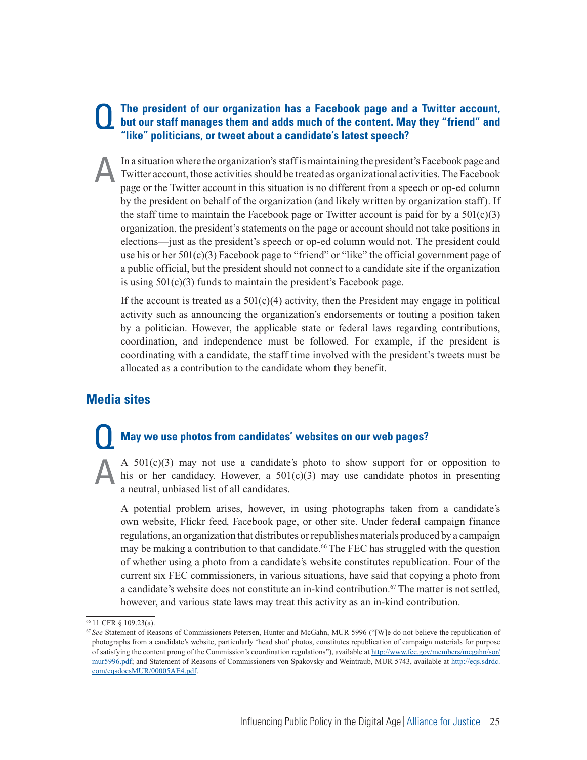**Q The president of our organization has a Facebook page and a Twitter account, but our staff manages them and adds much of the content. May they "friend" and "like" politicians, or tweet about a candidate's latest speech?**

**A** In a situation where the organization's staff is maintaining the president's Facebook page and Twitter account, those activities should be treated as organizational activities. The Facebook page or the Twitter account in this situation is no different from a speech or op-ed column by the president on behalf of the organization (and likely written by organization staff). If the staff time to maintain the Facebook page or Twitter account is paid for by a 501(c)(3) organization, the president's statements on the page or account should not take positions in elections—just as the president's speech or op-ed column would not. The president could use his or her 501(c)(3) Facebook page to "friend" or "like" the official government page of a public official, but the president should not connect to a candidate site if the organization is using 501(c)(3) funds to maintain the president's Facebook page.

If the account is treated as a 501(c)(4) activity, then the President may engage in political activity such as announcing the organization's endorsements or touting a position taken by a politician. However, the applicable state or federal laws regarding contributions, coordination, and independence must be followed. For example, if the president is coordinating with a candidate, the staff time involved with the president's tweets must be allocated as a contribution to the candidate whom they benefit.

## Media sites

**Q May we use photos from candidates' websites on our web pages?**

**A** A 501(c)(3) may not use a candidate's photo to show support for or opposition to his or her candidacy. However, a 501(c)(3) may use candidate photos in presenting a neutral, unbiased list of all candidates.

A potential problem arises, however, in using photographs taken from a candidate's own website, Flickr feed, Facebook page, or other site. Under federal campaign finance regulations, an organization that distributes or republishes materials produced by a campaign may be making a contribution to that candidate.[66] The FEC has struggled with the question of whether using a photo from a candidate's website constitutes republication. Four of the current six FEC commissioners, in various situations, have said that copying a photo from a candidate's website does not constitute an in-kind contribution.[67] The matter is not settled, however, and various state laws may treat this activity as an in-kind contribution.

---

[66] 11 CFR § 109.23(a).

[67] *See* Statement of Reasons of Commissioners Petersen, Hunter and McGahn, MUR 5996 ("[W]e do not believe the republication of photographs from a candidate's website, particularly 'head shot' photos, constitutes republication of campaign materials for purpose of satisfying the content prong of the Commission's coordination regulations"), available at http://www.fec.gov/members/mcgahn/sor/mur5996.pdf; and Statement of Reasons of Commissioners von Spakovsky and Weintraub, MUR 5743, available at http://eqs.sdrdc.com/eqsdocsMUR/00005AE4.pdf.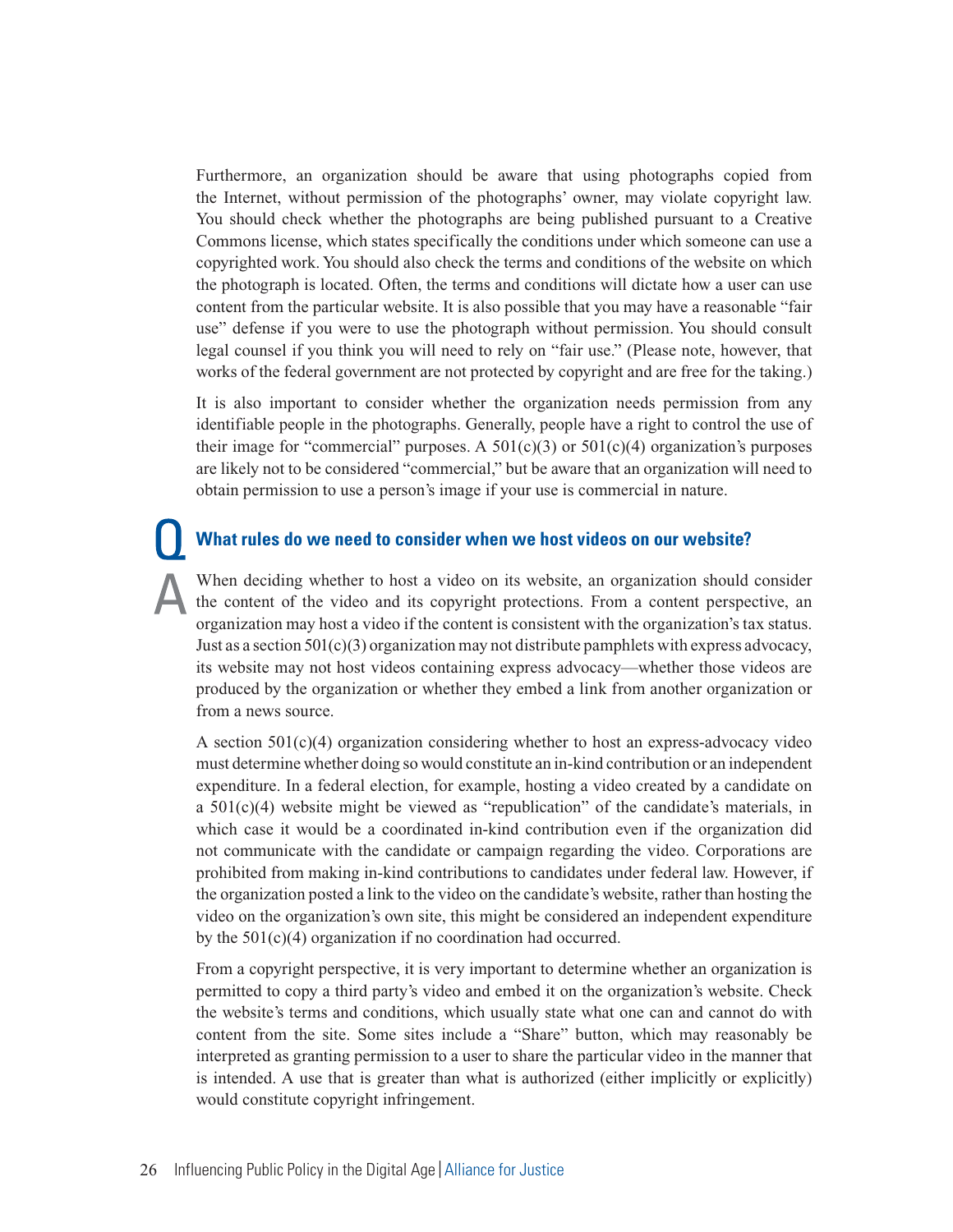Furthermore, an organization should be aware that using photographs copied from the Internet, without permission of the photographs' owner, may violate copyright law. You should check whether the photographs are being published pursuant to a Creative Commons license, which states specifically the conditions under which someone can use a copyrighted work. You should also check the terms and conditions of the website on which the photograph is located. Often, the terms and conditions will dictate how a user can use content from the particular website. It is also possible that you may have a reasonable "fair use" defense if you were to use the photograph without permission. You should consult legal counsel if you think you will need to rely on "fair use." (Please note, however, that works of the federal government are not protected by copyright and are free for the taking.)

It is also important to consider whether the organization needs permission from any identifiable people in the photographs. Generally, people have a right to control the use of their image for "commercial" purposes. A 501(c)(3) or 501(c)(4) organization's purposes are likely not to be considered "commercial," but be aware that an organization will need to obtain permission to use a person's image if your use is commercial in nature.

### Q What rules do we need to consider when we host videos on our website?

**A** When deciding whether to host a video on its website, an organization should consider the content of the video and its copyright protections. From a content perspective, an organization may host a video if the content is consistent with the organization's tax status. Just as a section 501(c)(3) organization may not distribute pamphlets with express advocacy, its website may not host videos containing express advocacy—whether those videos are produced by the organization or whether they embed a link from another organization or from a news source.

A section 501(c)(4) organization considering whether to host an express-advocacy video must determine whether doing so would constitute an in-kind contribution or an independent expenditure. In a federal election, for example, hosting a video created by a candidate on a 501(c)(4) website might be viewed as "republication" of the candidate's materials, in which case it would be a coordinated in-kind contribution even if the organization did not communicate with the candidate or campaign regarding the video. Corporations are prohibited from making in-kind contributions to candidates under federal law. However, if the organization posted a link to the video on the candidate's website, rather than hosting the video on the organization's own site, this might be considered an independent expenditure by the 501(c)(4) organization if no coordination had occurred.

From a copyright perspective, it is very important to determine whether an organization is permitted to copy a third party's video and embed it on the organization's website. Check the website's terms and conditions, which usually state what one can and cannot do with content from the site. Some sites include a "Share" button, which may reasonably be interpreted as granting permission to a user to share the particular video in the manner that is intended. A use that is greater than what is authorized (either implicitly or explicitly) would constitute copyright infringement.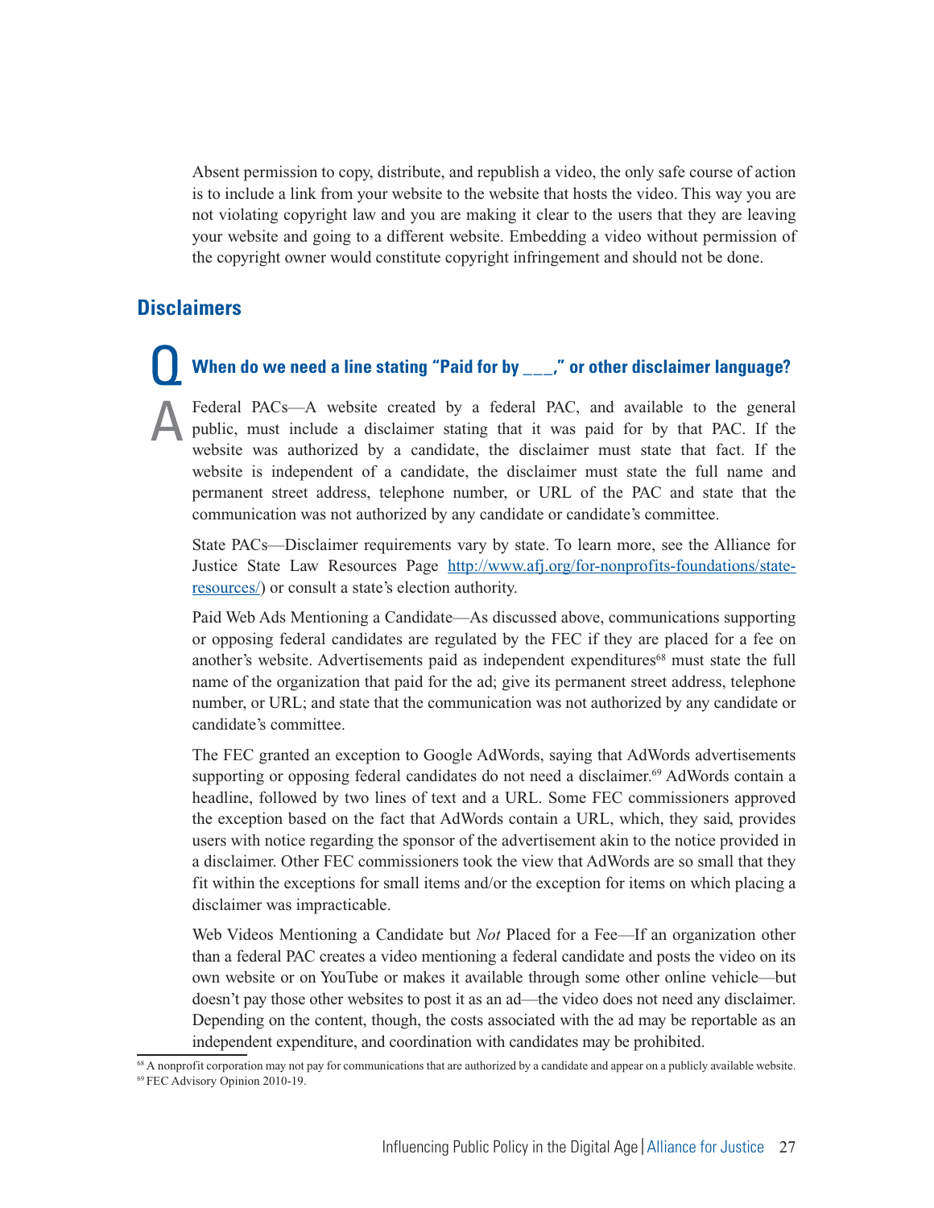Absent permission to copy, distribute, and republish a video, the only safe course of action is to include a link from your website to the website that hosts the video. This way you are not violating copyright law and you are making it clear to the users that they are leaving your website and going to a different website. Embedding a video without permission of the copyright owner would constitute copyright infringement and should not be done.

## Disclaimers

### Q When do we need a line stating "Paid for by ___," or other disclaimer language?

**A** Federal PACs—A website created by a federal PAC, and available to the general public, must include a disclaimer stating that it was paid for by that PAC. If the website was authorized by a candidate, the disclaimer must state that fact. If the website is independent of a candidate, the disclaimer must state the full name and permanent street address, telephone number, or URL of the PAC and state that the communication was not authorized by any candidate or candidate's committee.

State PACs—Disclaimer requirements vary by state. To learn more, see the Alliance for Justice State Law Resources Page [http://www.afj.org/for-nonprofits-foundations/state-resources/](http://www.afj.org/for-nonprofits-foundations/state-resources/)) or consult a state's election authority.

Paid Web Ads Mentioning a Candidate—As discussed above, communications supporting or opposing federal candidates are regulated by the FEC if they are placed for a fee on another's website. Advertisements paid as independent expenditures[68] must state the full name of the organization that paid for the ad; give its permanent street address, telephone number, or URL; and state that the communication was not authorized by any candidate or candidate's committee.

The FEC granted an exception to Google AdWords, saying that AdWords advertisements supporting or opposing federal candidates do not need a disclaimer.[69] AdWords contain a headline, followed by two lines of text and a URL. Some FEC commissioners approved the exception based on the fact that AdWords contain a URL, which, they said, provides users with notice regarding the sponsor of the advertisement akin to the notice provided in a disclaimer. Other FEC commissioners took the view that AdWords are so small that they fit within the exceptions for small items and/or the exception for items on which placing a disclaimer was impracticable.

Web Videos Mentioning a Candidate but *Not* Placed for a Fee—If an organization other than a federal PAC creates a video mentioning a federal candidate and posts the video on its own website or on YouTube or makes it available through some other online vehicle—but doesn't pay those other websites to post it as an ad—the video does not need any disclaimer. Depending on the content, though, the costs associated with the ad may be reportable as an independent expenditure, and coordination with candidates may be prohibited.

---

[68] A nonprofit corporation may not pay for communications that are authorized by a candidate and appear on a publicly available website.

[69] FEC Advisory Opinion 2010-19.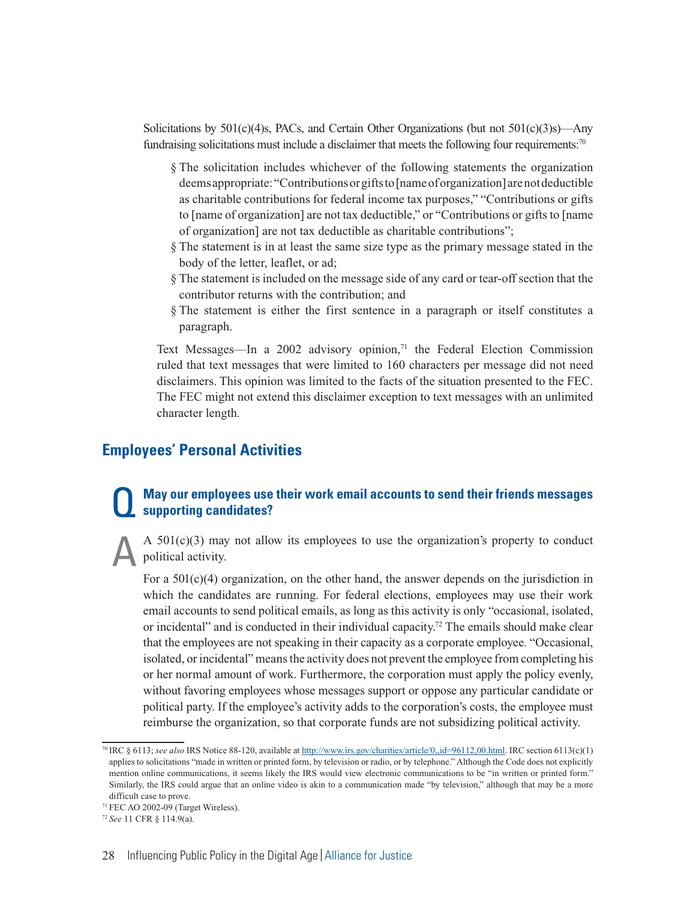Solicitations by 501(c)(4)s, PACs, and Certain Other Organizations (but not 501(c)(3)s)—Any fundraising solicitations must include a disclaimer that meets the following four requirements:[70]

- The solicitation includes whichever of the following statements the organization deems appropriate: "Contributions or gifts to [name of organization] are not deductible as charitable contributions for federal income tax purposes," "Contributions or gifts to [name of organization] are not tax deductible," or "Contributions or gifts to [name of organization] are not tax deductible as charitable contributions";
- The statement is in at least the same size type as the primary message stated in the body of the letter, leaflet, or ad;
- The statement is included on the message side of any card or tear-off section that the contributor returns with the contribution; and
- The statement is either the first sentence in a paragraph or itself constitutes a paragraph.

Text Messages—In a 2002 advisory opinion,[71] the Federal Election Commission ruled that text messages that were limited to 160 characters per message did not need disclaimers. This opinion was limited to the facts of the situation presented to the FEC. The FEC might not extend this disclaimer exception to text messages with an unlimited character length.

## Employees' Personal Activities

### Q May our employees use their work email accounts to send their friends messages supporting candidates?

A A 501(c)(3) may not allow its employees to use the organization's property to conduct political activity.

For a 501(c)(4) organization, on the other hand, the answer depends on the jurisdiction in which the candidates are running. For federal elections, employees may use their work email accounts to send political emails, as long as this activity is only "occasional, isolated, or incidental" and is conducted in their individual capacity.[72] The emails should make clear that the employees are not speaking in their capacity as a corporate employee. "Occasional, isolated, or incidental" means the activity does not prevent the employee from completing his or her normal amount of work. Furthermore, the corporation must apply the policy evenly, without favoring employees whose messages support or oppose any particular candidate or political party. If the employee's activity adds to the corporation's costs, the employee must reimburse the organization, so that corporate funds are not subsidizing political activity.

---

[70] IRC § 6113; *see also* IRS Notice 88-120, available at http://www.irs.gov/charities/article/0,,id=96112,00.html. IRC section 6113(c)(1) applies to solicitations "made in written or printed form, by television or radio, or by telephone." Although the Code does not explicitly mention online communications, it seems likely the IRS would view electronic communications to be "in written or printed form." Similarly, the IRS could argue that an online video is akin to a communication made "by television," although that may be a more difficult case to prove.

[71] FEC AO 2002-09 (Target Wireless).

[72] *See* 11 CFR § 114.9(a).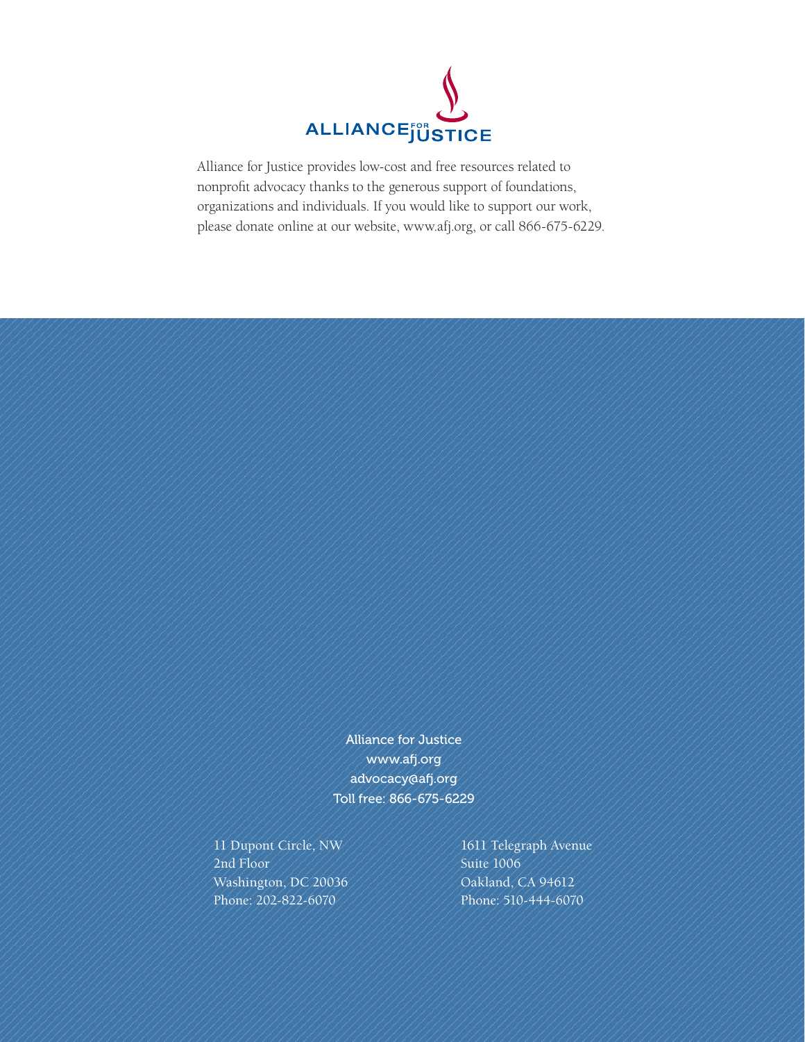ALLIANCE FOR JUSTICE

Alliance for Justice provides low-cost and free resources related to nonprofit advocacy thanks to the generous support of foundations, organizations and individuals. If you would like to support our work, please donate online at our website, www.afj.org, or call 866-675-6229.

Alliance for Justice
www.afj.org
advocacy@afj.org
Toll free: 866-675-6229

11 Dupont Circle, NW
2nd Floor
Washington, DC 20036
Phone: 202-822-6070

1611 Telegraph Avenue
Suite 1006
Oakland, CA 94612
Phone: 510-444-6070